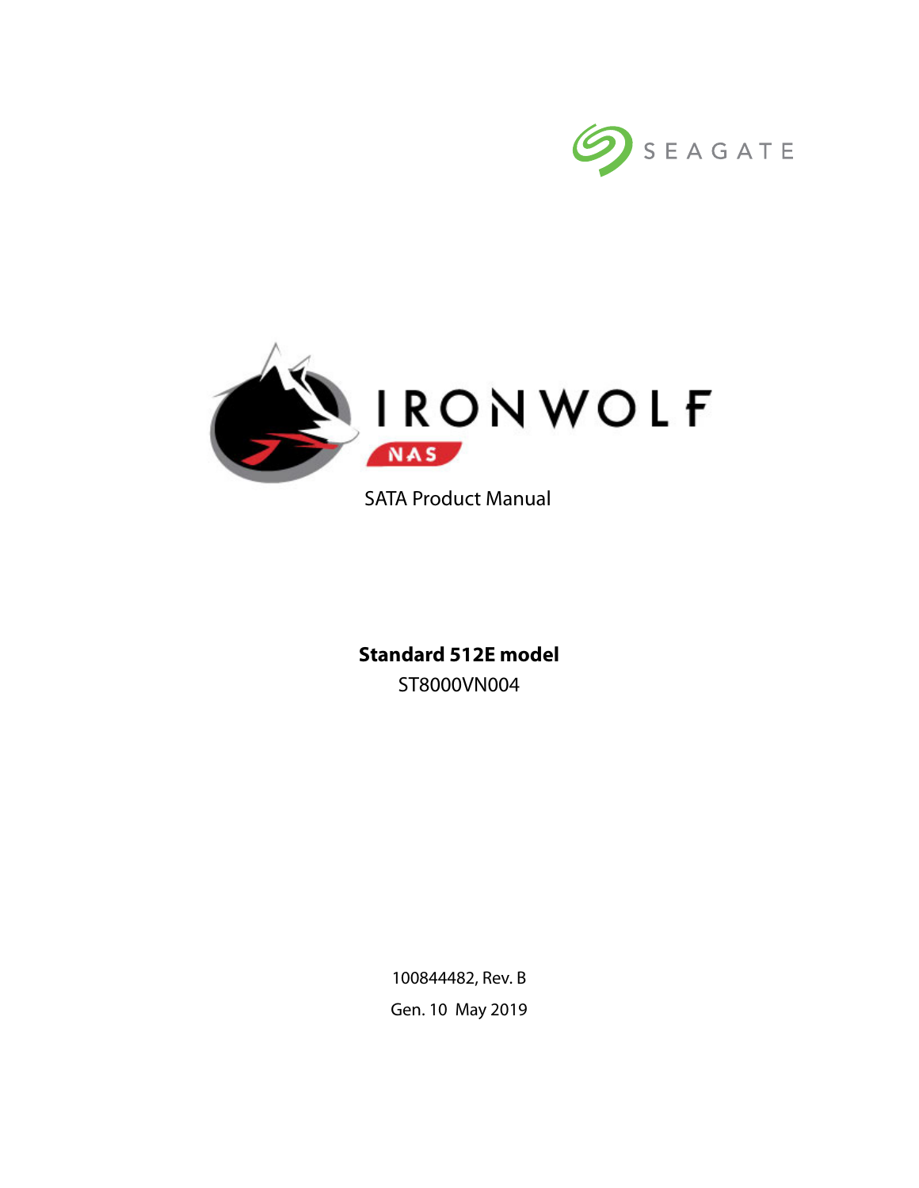SEAGATE

# IRONWOLF NAS

SATA Product Manual

**Standard 512E model**

ST8000VN004

100844482, Rev. B

Gen. 10 May 2019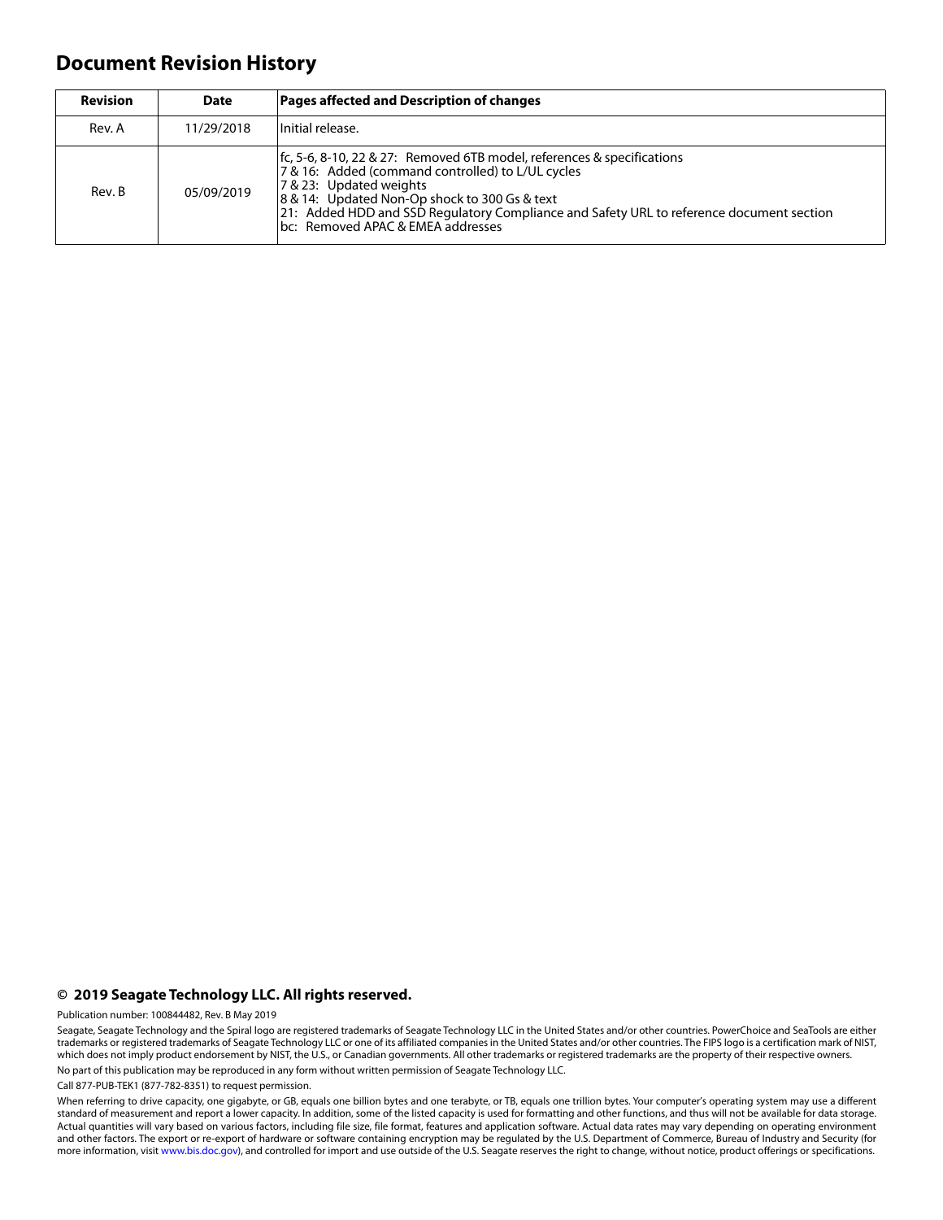# Document Revision History

| Revision | Date | Pages affected and Description of changes |
|---|---|---|
| Rev. A | 11/29/2018 | Initial release. |
| Rev. B | 05/09/2019 | fc, 5-6, 8-10, 22 & 27: Removed 6TB model, references & specifications<br>7 & 16: Added (command controlled) to L/UL cycles<br>7 & 23: Updated weights<br>8 & 14: Updated Non-Op shock to 300 Gs & text<br>21: Added HDD and SSD Regulatory Compliance and Safety URL to reference document section<br>bc: Removed APAC & EMEA addresses |

**© 2019 Seagate Technology LLC. All rights reserved.**

Publication number: 100844482, Rev. B May 2019

Seagate, Seagate Technology and the Spiral logo are registered trademarks of Seagate Technology LLC in the United States and/or other countries. PowerChoice and SeaTools are either trademarks or registered trademarks of Seagate Technology LLC or one of its affiliated companies in the United States and/or other countries. The FIPS logo is a certification mark of NIST, which does not imply product endorsement by NIST, the U.S., or Canadian governments. All other trademarks or registered trademarks are the property of their respective owners.

No part of this publication may be reproduced in any form without written permission of Seagate Technology LLC.

Call 877-PUB-TEK1 (877-782-8351) to request permission.

When referring to drive capacity, one gigabyte, or GB, equals one billion bytes and one terabyte, or TB, equals one trillion bytes. Your computer's operating system may use a different standard of measurement and report a lower capacity. In addition, some of the listed capacity is used for formatting and other functions, and thus will not be available for data storage. Actual quantities will vary based on various factors, including file size, file format, features and application software. Actual data rates may vary depending on operating environment and other factors. The export or re-export of hardware or software containing encryption may be regulated by the U.S. Department of Commerce, Bureau of Industry and Security (for more information, visit www.bis.doc.gov), and controlled for import and use outside of the U.S. Seagate reserves the right to change, without notice, product offerings or specifications.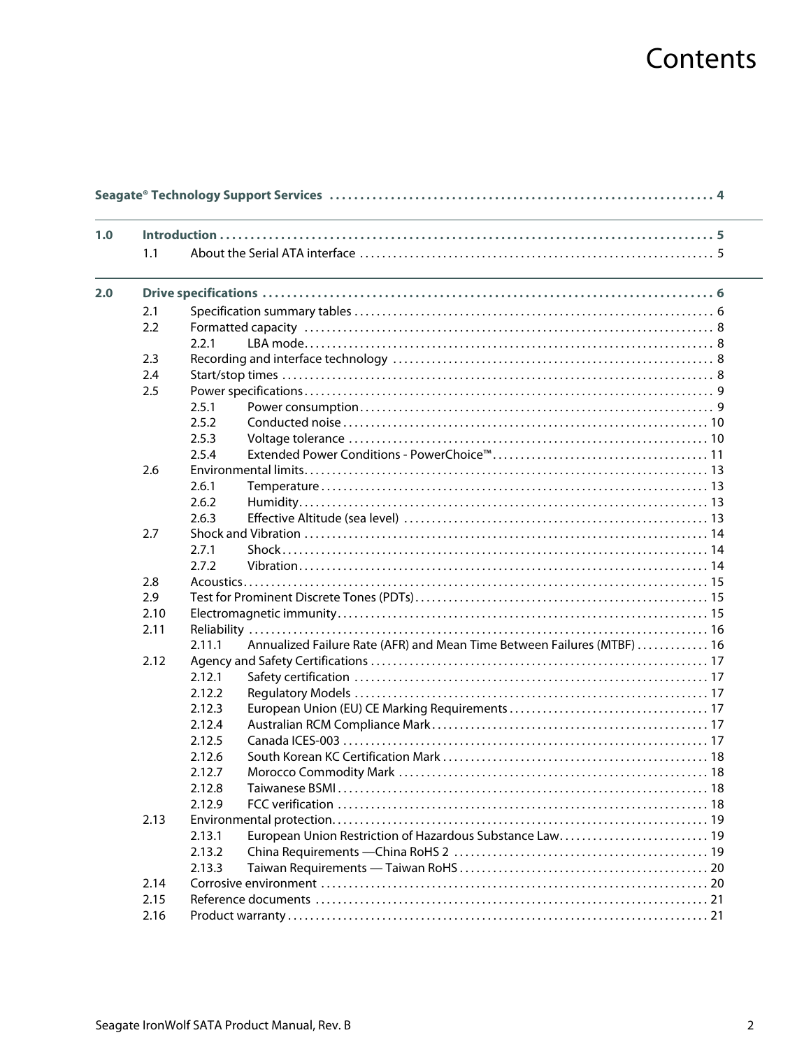# Contents

| | | | |
|---|---|---|---|
| **Seagate® Technology Support Services** | | | **4** |
| **1.0** | **Introduction** | | **5** |
| | 1.1 | About the Serial ATA interface | 5 |
| **2.0** | **Drive specifications** | | **6** |
| | 2.1 | Specification summary tables | 6 |
| | 2.2 | Formatted capacity | 8 |
| | 2.2.1 | LBA mode | 8 |
| | 2.3 | Recording and interface technology | 8 |
| | 2.4 | Start/stop times | 8 |
| | 2.5 | Power specifications | 9 |
| | 2.5.1 | Power consumption | 9 |
| | 2.5.2 | Conducted noise | 10 |
| | 2.5.3 | Voltage tolerance | 10 |
| | 2.5.4 | Extended Power Conditions - PowerChoice™ | 11 |
| | 2.6 | Environmental limits | 13 |
| | 2.6.1 | Temperature | 13 |
| | 2.6.2 | Humidity | 13 |
| | 2.6.3 | Effective Altitude (sea level) | 13 |
| | 2.7 | Shock and Vibration | 14 |
| | 2.7.1 | Shock | 14 |
| | 2.7.2 | Vibration | 14 |
| | 2.8 | Acoustics | 15 |
| | 2.9 | Test for Prominent Discrete Tones (PDTs) | 15 |
| | 2.10 | Electromagnetic immunity | 15 |
| | 2.11 | Reliability | 16 |
| | 2.11.1 | Annualized Failure Rate (AFR) and Mean Time Between Failures (MTBF) | 16 |
| | 2.12 | Agency and Safety Certifications | 17 |
| | 2.12.1 | Safety certification | 17 |
| | 2.12.2 | Regulatory Models | 17 |
| | 2.12.3 | European Union (EU) CE Marking Requirements | 17 |
| | 2.12.4 | Australian RCM Compliance Mark | 17 |
| | 2.12.5 | Canada ICES-003 | 17 |
| | 2.12.6 | South Korean KC Certification Mark | 18 |
| | 2.12.7 | Morocco Commodity Mark | 18 |
| | 2.12.8 | Taiwanese BSMI | 18 |
| | 2.12.9 | FCC verification | 18 |
| | 2.13 | Environmental protection | 19 |
| | 2.13.1 | European Union Restriction of Hazardous Substance Law | 19 |
| | 2.13.2 | China Requirements —China RoHS 2 | 19 |
| | 2.13.3 | Taiwan Requirements — Taiwan RoHS | 20 |
| | 2.14 | Corrosive environment | 20 |
| | 2.15 | Reference documents | 21 |
| | 2.16 | Product warranty | 21 |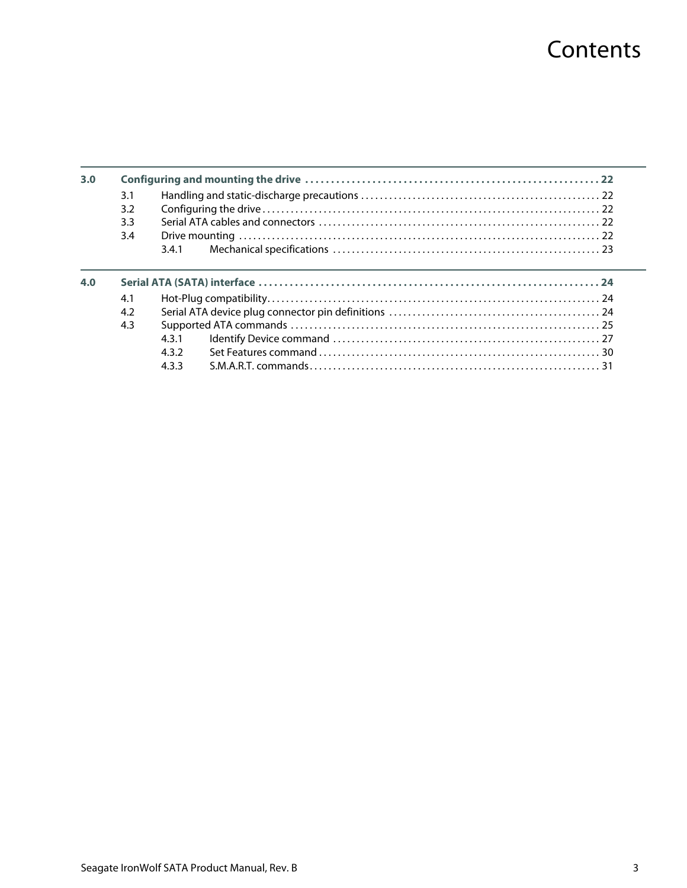# Contents

| | | | |
|---|---|---|---|
| **3.0** | **Configuring and mounting the drive** | | **22** |
| | 3.1 | Handling and static-discharge precautions | 22 |
| | 3.2 | Configuring the drive | 22 |
| | 3.3 | Serial ATA cables and connectors | 22 |
| | 3.4 | Drive mounting | 22 |
| | | 3.4.1 Mechanical specifications | 23 |
| **4.0** | **Serial ATA (SATA) interface** | | **24** |
| | 4.1 | Hot-Plug compatibility | 24 |
| | 4.2 | Serial ATA device plug connector pin definitions | 24 |
| | 4.3 | Supported ATA commands | 25 |
| | | 4.3.1 Identify Device command | 27 |
| | | 4.3.2 Set Features command | 30 |
| | | 4.3.3 S.M.A.R.T. commands | 31 |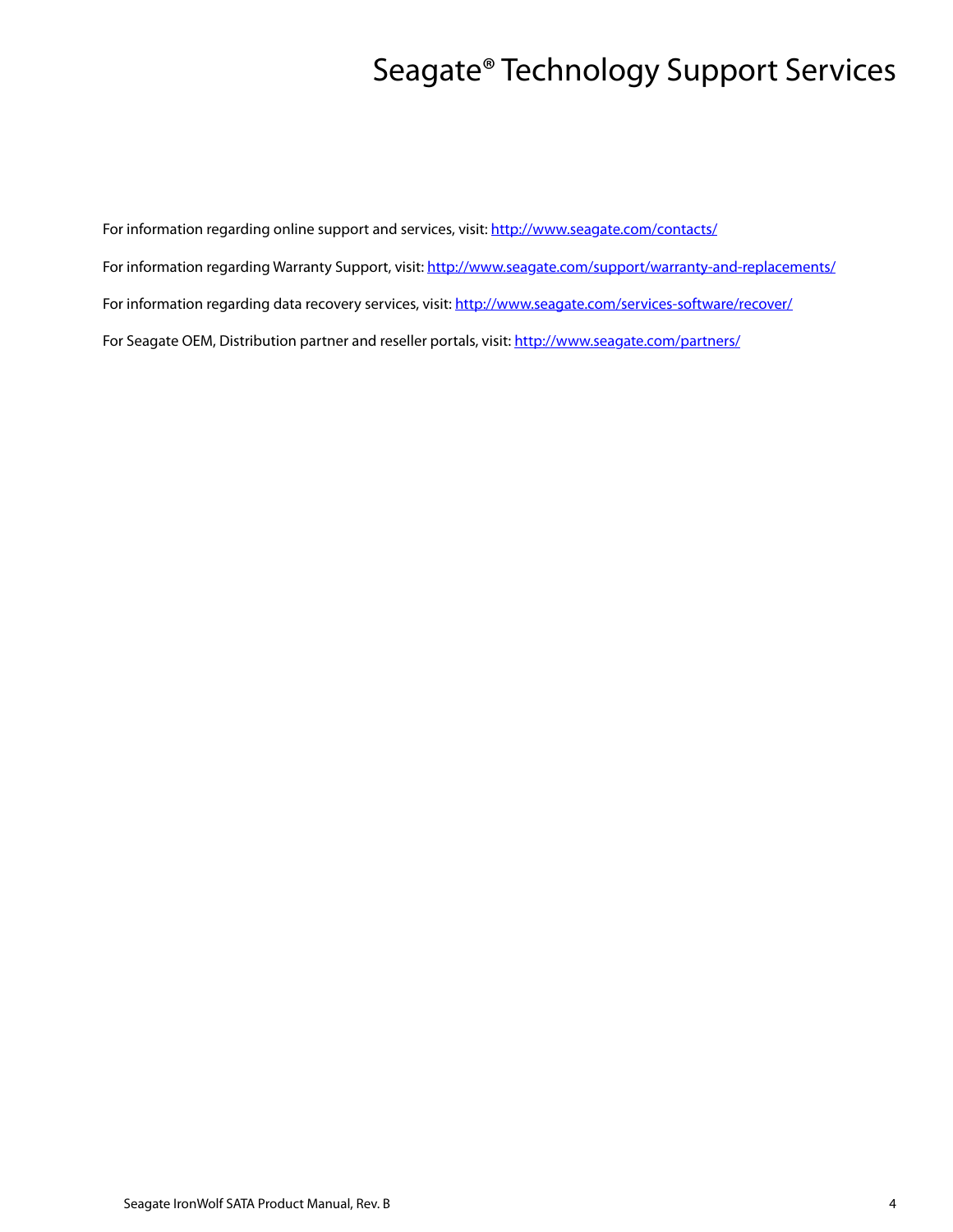# Seagate® Technology Support Services

For information regarding online support and services, visit: http://www.seagate.com/contacts/

For information regarding Warranty Support, visit: http://www.seagate.com/support/warranty-and-replacements/

For information regarding data recovery services, visit: http://www.seagate.com/services-software/recover/

For Seagate OEM, Distribution partner and reseller portals, visit: http://www.seagate.com/partners/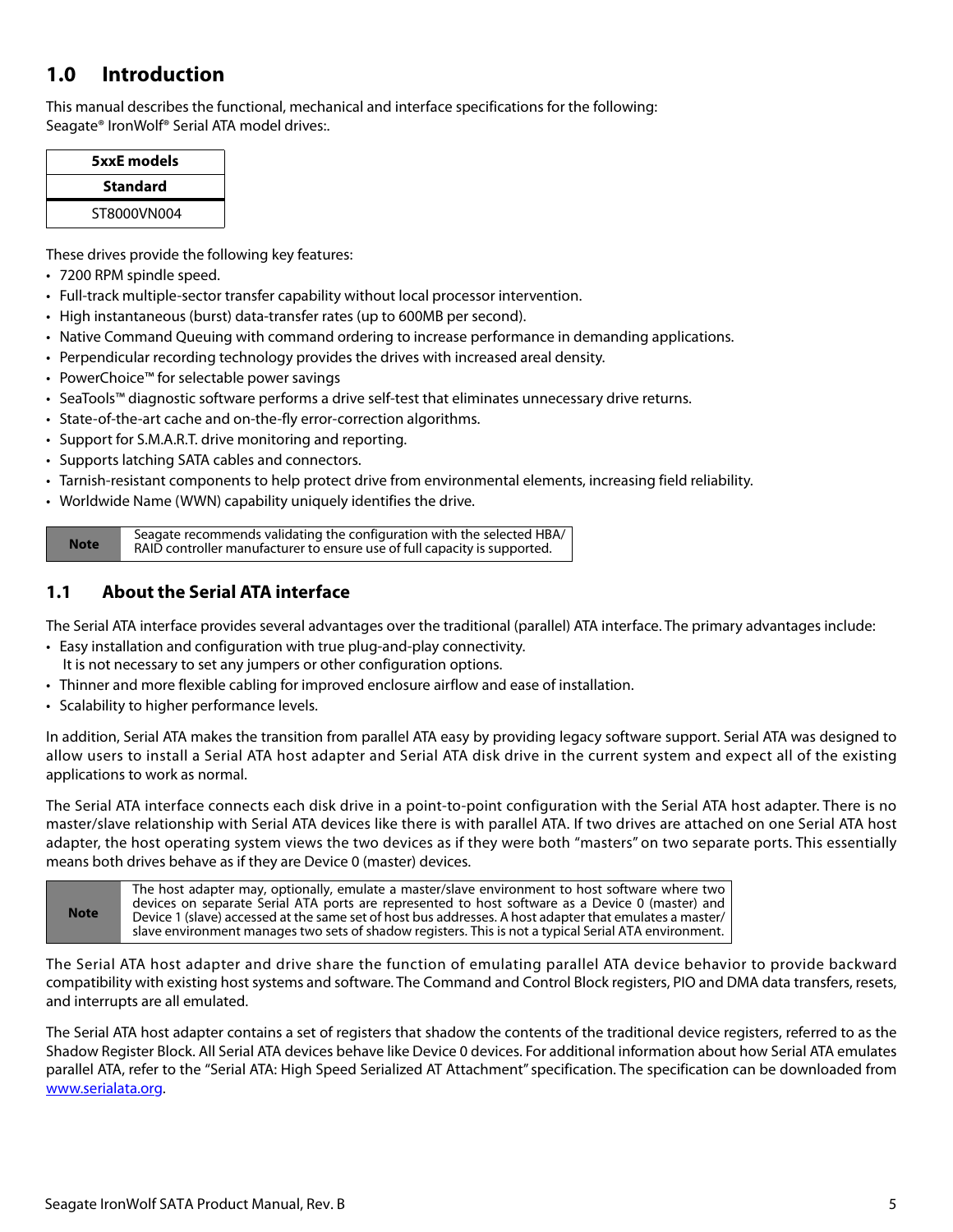# 1.0 Introduction

This manual describes the functional, mechanical and interface specifications for the following:
Seagate® IronWolf® Serial ATA model drives:.

| 5xxE models |
|---|
| **Standard** |
| ST8000VN004 |

These drives provide the following key features:

- 7200 RPM spindle speed.
- Full-track multiple-sector transfer capability without local processor intervention.
- High instantaneous (burst) data-transfer rates (up to 600MB per second).
- Native Command Queuing with command ordering to increase performance in demanding applications.
- Perpendicular recording technology provides the drives with increased areal density.
- PowerChoice™ for selectable power savings
- SeaTools™ diagnostic software performs a drive self-test that eliminates unnecessary drive returns.
- State-of-the-art cache and on-the-fly error-correction algorithms.
- Support for S.M.A.R.T. drive monitoring and reporting.
- Supports latching SATA cables and connectors.
- Tarnish-resistant components to help protect drive from environmental elements, increasing field reliability.
- Worldwide Name (WWN) capability uniquely identifies the drive.

| **Note** | Seagate recommends validating the configuration with the selected HBA/RAID controller manufacturer to ensure use of full capacity is supported. |
|---|---|

## 1.1 About the Serial ATA interface

The Serial ATA interface provides several advantages over the traditional (parallel) ATA interface. The primary advantages include:

- Easy installation and configuration with true plug-and-play connectivity.
  It is not necessary to set any jumpers or other configuration options.
- Thinner and more flexible cabling for improved enclosure airflow and ease of installation.
- Scalability to higher performance levels.

In addition, Serial ATA makes the transition from parallel ATA easy by providing legacy software support. Serial ATA was designed to allow users to install a Serial ATA host adapter and Serial ATA disk drive in the current system and expect all of the existing applications to work as normal.

The Serial ATA interface connects each disk drive in a point-to-point configuration with the Serial ATA host adapter. There is no master/slave relationship with Serial ATA devices like there is with parallel ATA. If two drives are attached on one Serial ATA host adapter, the host operating system views the two devices as if they were both "masters" on two separate ports. This essentially means both drives behave as if they are Device 0 (master) devices.

| **Note** | The host adapter may, optionally, emulate a master/slave environment to host software where two devices on separate Serial ATA ports are represented to host software as a Device 0 (master) and Device 1 (slave) accessed at the same set of host bus addresses. A host adapter that emulates a master/slave environment manages two sets of shadow registers. This is not a typical Serial ATA environment. |
|---|---|

The Serial ATA host adapter and drive share the function of emulating parallel ATA device behavior to provide backward compatibility with existing host systems and software. The Command and Control Block registers, PIO and DMA data transfers, resets, and interrupts are all emulated.

The Serial ATA host adapter contains a set of registers that shadow the contents of the traditional device registers, referred to as the Shadow Register Block. All Serial ATA devices behave like Device 0 devices. For additional information about how Serial ATA emulates parallel ATA, refer to the "Serial ATA: High Speed Serialized AT Attachment" specification. The specification can be downloaded from www.serialata.org.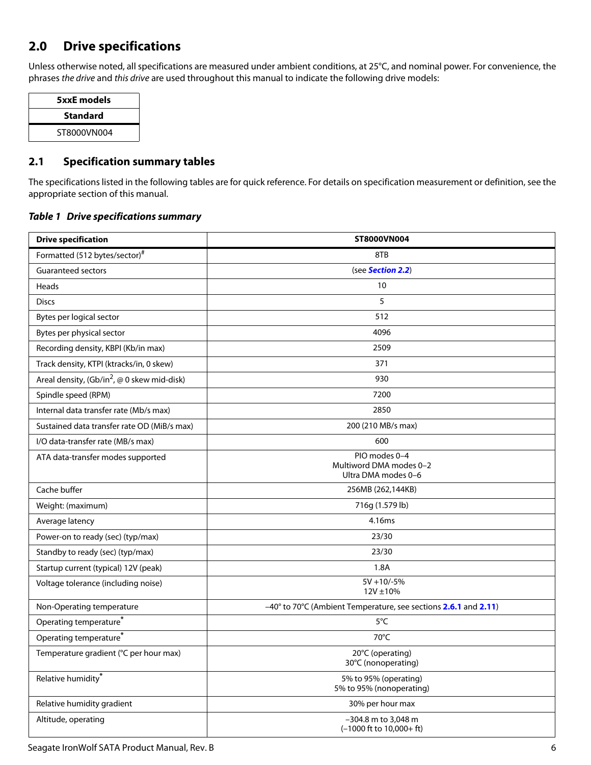## 2.0 Drive specifications

Unless otherwise noted, all specifications are measured under ambient conditions, at 25°C, and nominal power. For convenience, the phrases *the drive* and *this drive* are used throughout this manual to indicate the following drive models:

| 5xxE models |
|---|
| **Standard** |
| ST8000VN004 |

### 2.1 Specification summary tables

The specifications listed in the following tables are for quick reference. For details on specification measurement or definition, see the appropriate section of this manual.

***Table 1 Drive specifications summary***

| Drive specification | ST8000VN004 |
|---|---|
| Formatted (512 bytes/sector)# | 8TB |
| Guaranteed sectors | (see *Section 2.2*) |
| Heads | 10 |
| Discs | 5 |
| Bytes per logical sector | 512 |
| Bytes per physical sector | 4096 |
| Recording density, KBPI (Kb/in max) | 2509 |
| Track density, KTPI (ktracks/in, 0 skew) | 371 |
| Areal density, (Gb/in$^2$, @ 0 skew mid-disk) | 930 |
| Spindle speed (RPM) | 7200 |
| Internal data transfer rate (Mb/s max) | 2850 |
| Sustained data transfer rate OD (MiB/s max) | 200 (210 MB/s max) |
| I/O data-transfer rate (MB/s max) | 600 |
| ATA data-transfer modes supported | PIO modes 0–4<br>Multiword DMA modes 0–2<br>Ultra DMA modes 0–6 |
| Cache buffer | 256MB (262,144KB) |
| Weight: (maximum) | 716g (1.579 lb) |
| Average latency | 4.16ms |
| Power-on to ready (sec) (typ/max) | 23/30 |
| Standby to ready (sec) (typ/max) | 23/30 |
| Startup current (typical) 12V (peak) | 1.8A |
| Voltage tolerance (including noise) | 5V +10/-5%<br>12V ±10% |
| Non-Operating temperature | –40° to 70°C (Ambient Temperature, see sections 2.6.1 and 2.11) |
| Operating temperature* | 5°C |
| Operating temperature* | 70°C |
| Temperature gradient (°C per hour max) | 20°C (operating)<br>30°C (nonoperating) |
| Relative humidity* | 5% to 95% (operating)<br>5% to 95% (nonoperating) |
| Relative humidity gradient | 30% per hour max |
| Altitude, operating | –304.8 m to 3,048 m<br>(–1000 ft to 10,000+ ft) |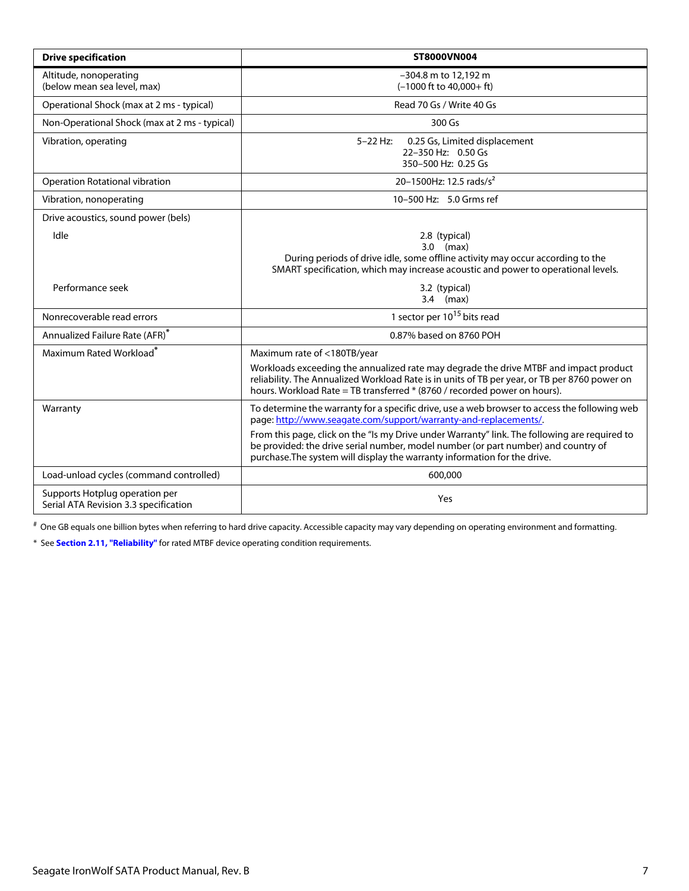| Drive specification | ST8000VN004 |
|---|---|
| Altitude, nonoperating (below mean sea level, max) | –304.8 m to 12,192 m (–1000 ft to 40,000+ ft) |
| Operational Shock (max at 2 ms - typical) | Read 70 Gs / Write 40 Gs |
| Non-Operational Shock (max at 2 ms - typical) | 300 Gs |
| Vibration, operating | 5–22 Hz: 0.25 Gs, Limited displacement<br>22–350 Hz: 0.50 Gs<br>350–500 Hz: 0.25 Gs |
| Operation Rotational vibration | 20–1500Hz: 12.5 rads/s² |
| Vibration, nonoperating | 10–500 Hz: 5.0 Grms ref |
| Drive acoustics, sound power (bels) | |
| Idle | 2.8 (typical)<br>3.0 (max)<br>During periods of drive idle, some offline activity may occur according to the SMART specification, which may increase acoustic and power to operational levels. |
| Performance seek | 3.2 (typical)<br>3.4 (max) |
| Nonrecoverable read errors | 1 sector per $10^{15}$ bits read |
| Annualized Failure Rate (AFR)* | 0.87% based on 8760 POH |
| Maximum Rated Workload* | Maximum rate of <180TB/year<br>Workloads exceeding the annualized rate may degrade the drive MTBF and impact product reliability. The Annualized Workload Rate is in units of TB per year, or TB per 8760 power on hours. Workload Rate = TB transferred * (8760 / recorded power on hours). |
| Warranty | To determine the warranty for a specific drive, use a web browser to access the following web page: http://www.seagate.com/support/warranty-and-replacements/.<br>From this page, click on the "Is my Drive under Warranty" link. The following are required to be provided: the drive serial number, model number (or part number) and country of purchase.The system will display the warranty information for the drive. |
| Load-unload cycles (command controlled) | 600,000 |
| Supports Hotplug operation per Serial ATA Revision 3.3 specification | Yes |

# One GB equals one billion bytes when referring to hard drive capacity. Accessible capacity may vary depending on operating environment and formatting.

* See **Section 2.11, "Reliability"** for rated MTBF device operating condition requirements.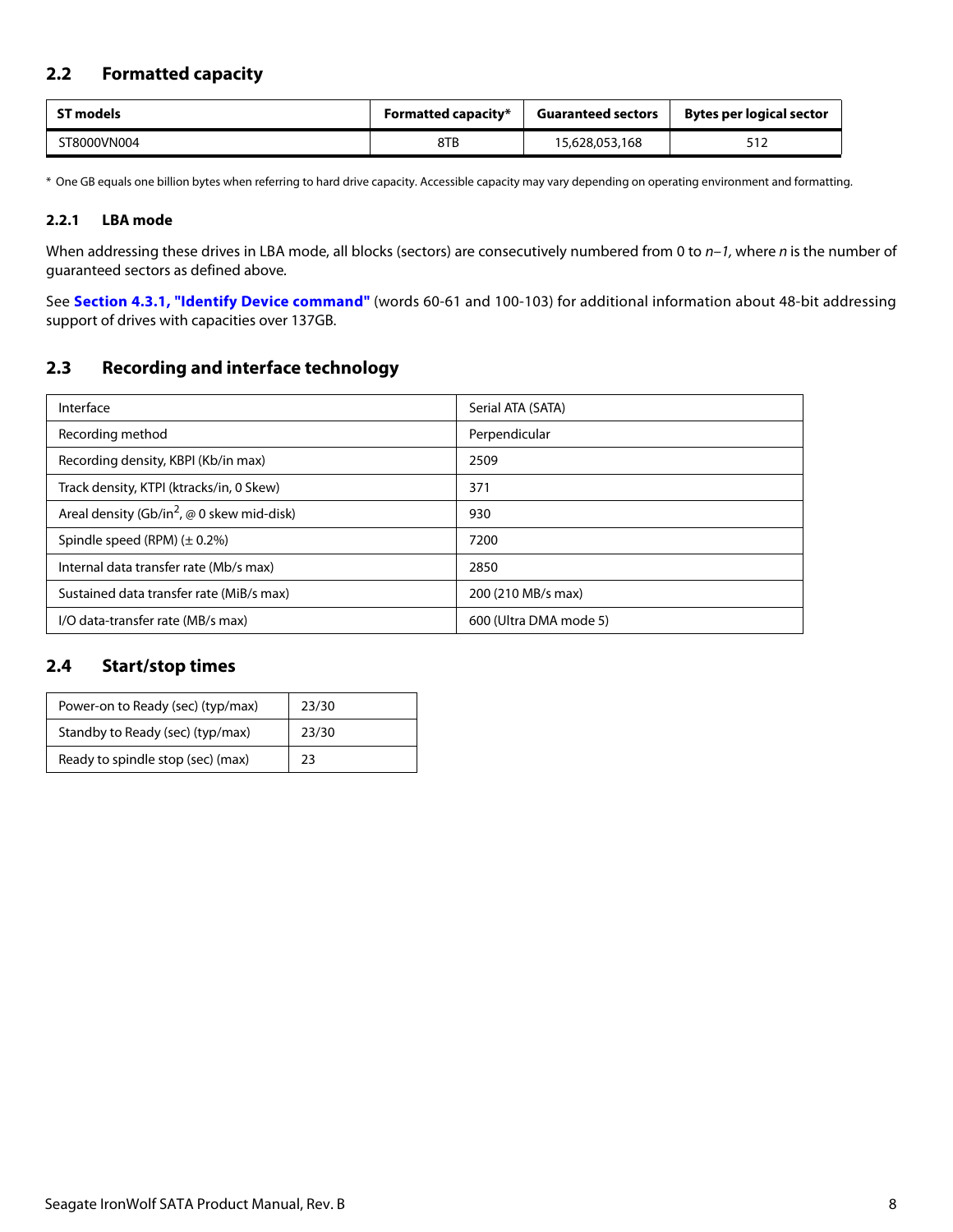## 2.2 Formatted capacity

| ST models | Formatted capacity* | Guaranteed sectors | Bytes per logical sector |
|---|---|---|---|
| ST8000VN004 | 8TB | 15,628,053,168 | 512 |

\* One GB equals one billion bytes when referring to hard drive capacity. Accessible capacity may vary depending on operating environment and formatting.

### 2.2.1 LBA mode

When addressing these drives in LBA mode, all blocks (sectors) are consecutively numbered from 0 to $n-1$, where $n$ is the number of guaranteed sectors as defined above.

See **Section 4.3.1, "Identify Device command"** (words 60-61 and 100-103) for additional information about 48-bit addressing support of drives with capacities over 137GB.

## 2.3 Recording and interface technology

| | |
|---|---|
| Interface | Serial ATA (SATA) |
| Recording method | Perpendicular |
| Recording density, KBPI (Kb/in max) | 2509 |
| Track density, KTPI (ktracks/in, 0 Skew) | 371 |
| Areal density (Gb/in$^2$, @ 0 skew mid-disk) | 930 |
| Spindle speed (RPM) (± 0.2%) | 7200 |
| Internal data transfer rate (Mb/s max) | 2850 |
| Sustained data transfer rate (MiB/s max) | 200 (210 MB/s max) |
| I/O data-transfer rate (MB/s max) | 600 (Ultra DMA mode 5) |

## 2.4 Start/stop times

| | |
|---|---|
| Power-on to Ready (sec) (typ/max) | 23/30 |
| Standby to Ready (sec) (typ/max) | 23/30 |
| Ready to spindle stop (sec) (max) | 23 |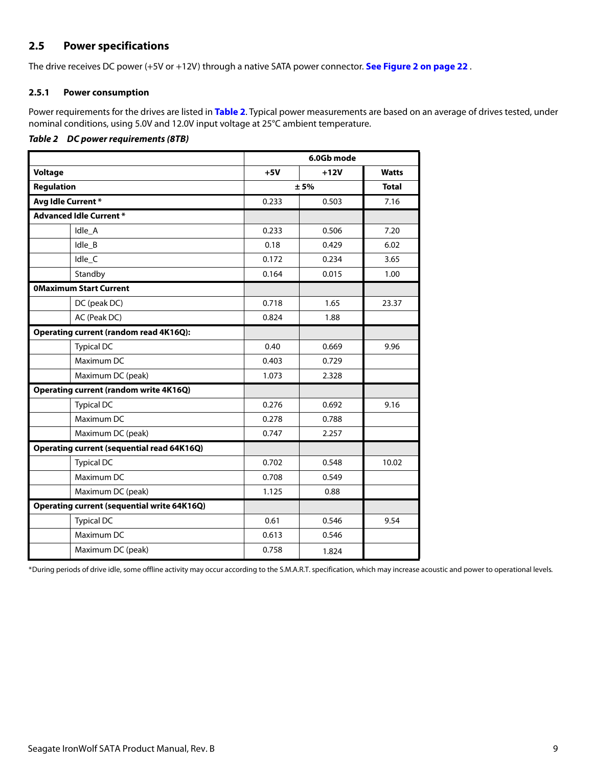## 2.5 Power specifications

The drive receives DC power (+5V or +12V) through a native SATA power connector. **See Figure 2 on page 22** .

### 2.5.1 Power consumption

Power requirements for the drives are listed in **Table 2**. Typical power measurements are based on an average of drives tested, under nominal conditions, using 5.0V and 12.0V input voltage at 25°C ambient temperature.

***Table 2 DC power requirements (8TB)***

| | | 6.0Gb mode | | |
|---|---|---|---|---|
| **Voltage** | | **+5V** | **+12V** | **Watts** |
| **Regulation** | | ± 5% | | **Total** |
| **Avg Idle Current \*** | | 0.233 | 0.503 | 7.16 |
| **Advanced Idle Current \*** | | | | |
| | Idle_A | 0.233 | 0.506 | 7.20 |
| | Idle_B | 0.18 | 0.429 | 6.02 |
| | Idle_C | 0.172 | 0.234 | 3.65 |
| | Standby | 0.164 | 0.015 | 1.00 |
| **0Maximum Start Current** | | | | |
| | DC (peak DC) | 0.718 | 1.65 | 23.37 |
| | AC (Peak DC) | 0.824 | 1.88 | |
| **Operating current (random read 4K16Q):** | | | | |
| | Typical DC | 0.40 | 0.669 | 9.96 |
| | Maximum DC | 0.403 | 0.729 | |
| | Maximum DC (peak) | 1.073 | 2.328 | |
| **Operating current (random write 4K16Q)** | | | | |
| | Typical DC | 0.276 | 0.692 | 9.16 |
| | Maximum DC | 0.278 | 0.788 | |
| | Maximum DC (peak) | 0.747 | 2.257 | |
| **Operating current (sequential read 64K16Q)** | | | | |
| | Typical DC | 0.702 | 0.548 | 10.02 |
| | Maximum DC | 0.708 | 0.549 | |
| | Maximum DC (peak) | 1.125 | 0.88 | |
| **Operating current (sequential write 64K16Q)** | | | | |
| | Typical DC | 0.61 | 0.546 | 9.54 |
| | Maximum DC | 0.613 | 0.546 | |
| | Maximum DC (peak) | 0.758 | 1.824 | |

\*During periods of drive idle, some offline activity may occur according to the S.M.A.R.T. specification, which may increase acoustic and power to operational levels.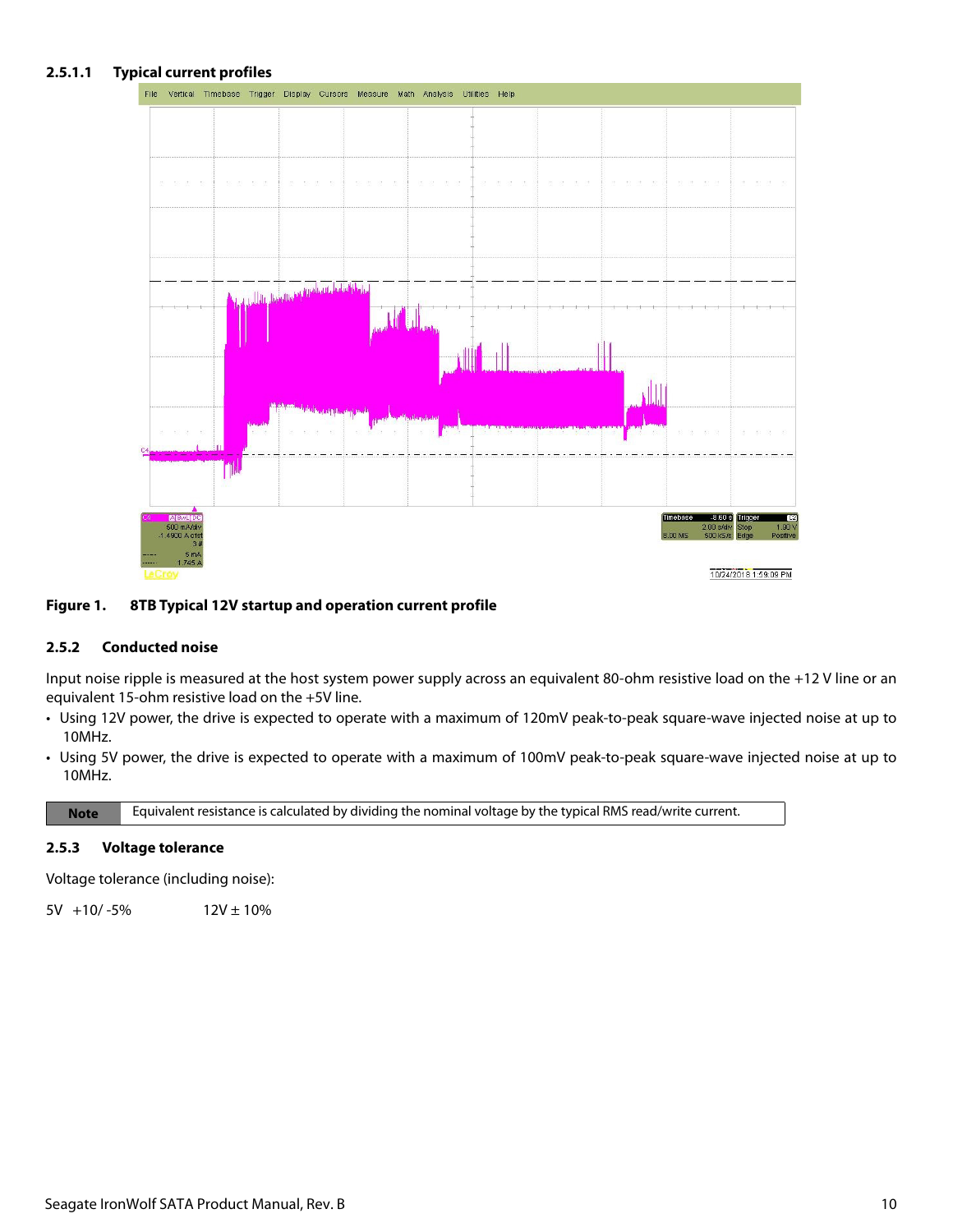#### 2.5.1.1 Typical current profiles

**Figure 1. 8TB Typical 12V startup and operation current profile**

### 2.5.2 Conducted noise

Input noise ripple is measured at the host system power supply across an equivalent 80-ohm resistive load on the +12 V line or an equivalent 15-ohm resistive load on the +5V line.

- Using 12V power, the drive is expected to operate with a maximum of 120mV peak-to-peak square-wave injected noise at up to 10MHz.
- Using 5V power, the drive is expected to operate with a maximum of 100mV peak-to-peak square-wave injected noise at up to 10MHz.

| Note | Equivalent resistance is calculated by dividing the nominal voltage by the typical RMS read/write current. |
|---|---|

### 2.5.3 Voltage tolerance

Voltage tolerance (including noise):

5V +10/ -5%    12V ± 10%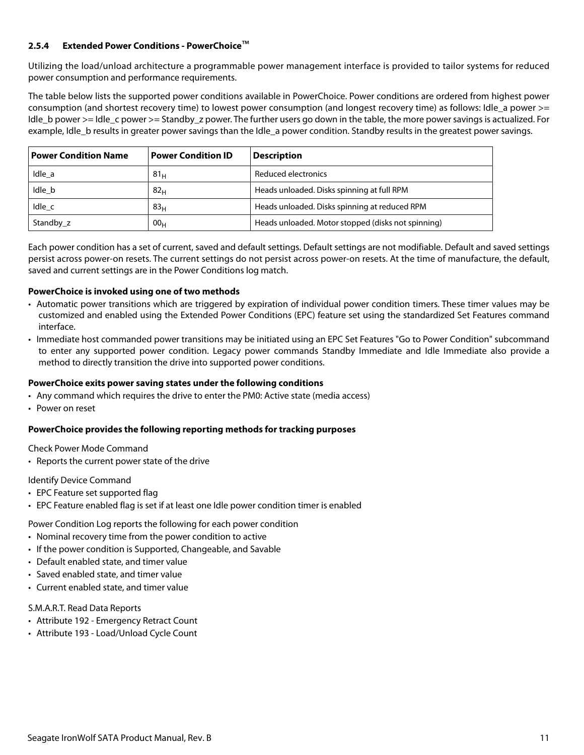### 2.5.4 Extended Power Conditions - PowerChoice™

Utilizing the load/unload architecture a programmable power management interface is provided to tailor systems for reduced power consumption and performance requirements.

The table below lists the supported power conditions available in PowerChoice. Power conditions are ordered from highest power consumption (and shortest recovery time) to lowest power consumption (and longest recovery time) as follows: Idle_a power >= Idle_b power >= Idle_c power >= Standby_z power. The further users go down in the table, the more power savings is actualized. For example, Idle_b results in greater power savings than the Idle_a power condition. Standby results in the greatest power savings.

| Power Condition Name | Power Condition ID | Description |
|---|---|---|
| Idle_a | $81_H$ | Reduced electronics |
| Idle_b | $82_H$ | Heads unloaded. Disks spinning at full RPM |
| Idle_c | $83_H$ | Heads unloaded. Disks spinning at reduced RPM |
| Standby_z | $00_H$ | Heads unloaded. Motor stopped (disks not spinning) |

Each power condition has a set of current, saved and default settings. Default settings are not modifiable. Default and saved settings persist across power-on resets. The current settings do not persist across power-on resets. At the time of manufacture, the default, saved and current settings are in the Power Conditions log match.

**PowerChoice is invoked using one of two methods**

- Automatic power transitions which are triggered by expiration of individual power condition timers. These timer values may be customized and enabled using the Extended Power Conditions (EPC) feature set using the standardized Set Features command interface.
- Immediate host commanded power transitions may be initiated using an EPC Set Features "Go to Power Condition" subcommand to enter any supported power condition. Legacy power commands Standby Immediate and Idle Immediate also provide a method to directly transition the drive into supported power conditions.

**PowerChoice exits power saving states under the following conditions**

- Any command which requires the drive to enter the PM0: Active state (media access)
- Power on reset

**PowerChoice provides the following reporting methods for tracking purposes**

Check Power Mode Command

- Reports the current power state of the drive

Identify Device Command

- EPC Feature set supported flag
- EPC Feature enabled flag is set if at least one Idle power condition timer is enabled

Power Condition Log reports the following for each power condition

- Nominal recovery time from the power condition to active
- If the power condition is Supported, Changeable, and Savable
- Default enabled state, and timer value
- Saved enabled state, and timer value
- Current enabled state, and timer value

S.M.A.R.T. Read Data Reports

- Attribute 192 - Emergency Retract Count
- Attribute 193 - Load/Unload Cycle Count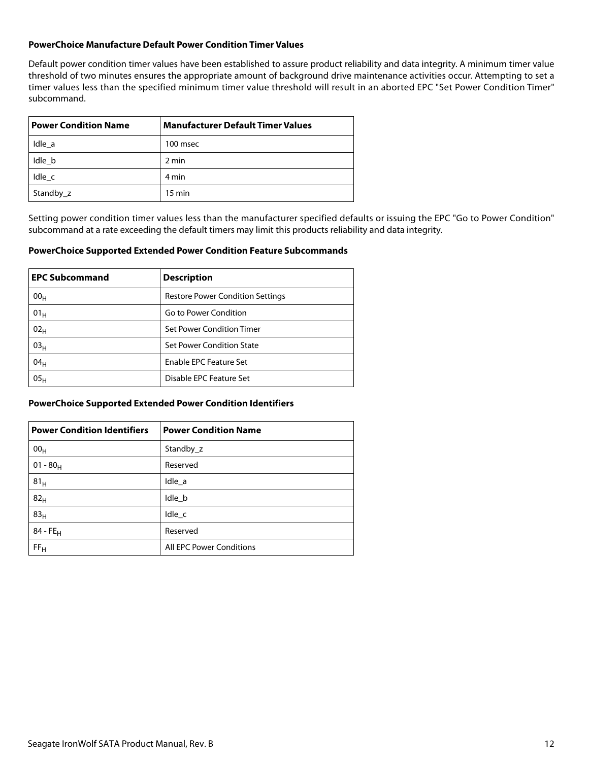### PowerChoice Manufacture Default Power Condition Timer Values

Default power condition timer values have been established to assure product reliability and data integrity. A minimum timer value threshold of two minutes ensures the appropriate amount of background drive maintenance activities occur. Attempting to set a timer values less than the specified minimum timer value threshold will result in an aborted EPC "Set Power Condition Timer" subcommand.

| Power Condition Name | Manufacturer Default Timer Values |
|---|---|
| Idle_a | 100 msec |
| Idle_b | 2 min |
| Idle_c | 4 min |
| Standby_z | 15 min |

Setting power condition timer values less than the manufacturer specified defaults or issuing the EPC "Go to Power Condition" subcommand at a rate exceeding the default timers may limit this products reliability and data integrity.

### PowerChoice Supported Extended Power Condition Feature Subcommands

| EPC Subcommand | Description |
|---|---|
| $00_H$ | Restore Power Condition Settings |
| $01_H$ | Go to Power Condition |
| $02_H$ | Set Power Condition Timer |
| $03_H$ | Set Power Condition State |
| $04_H$ | Enable EPC Feature Set |
| $05_H$ | Disable EPC Feature Set |

### PowerChoice Supported Extended Power Condition Identifiers

| Power Condition Identifiers | Power Condition Name |
|---|---|
| $00_H$ | Standby_z |
| $01 - 80_H$ | Reserved |
| $81_H$ | Idle_a |
| $82_H$ | Idle_b |
| $83_H$ | Idle_c |
| $84 - FE_H$ | Reserved |
| $FF_H$ | All EPC Power Conditions |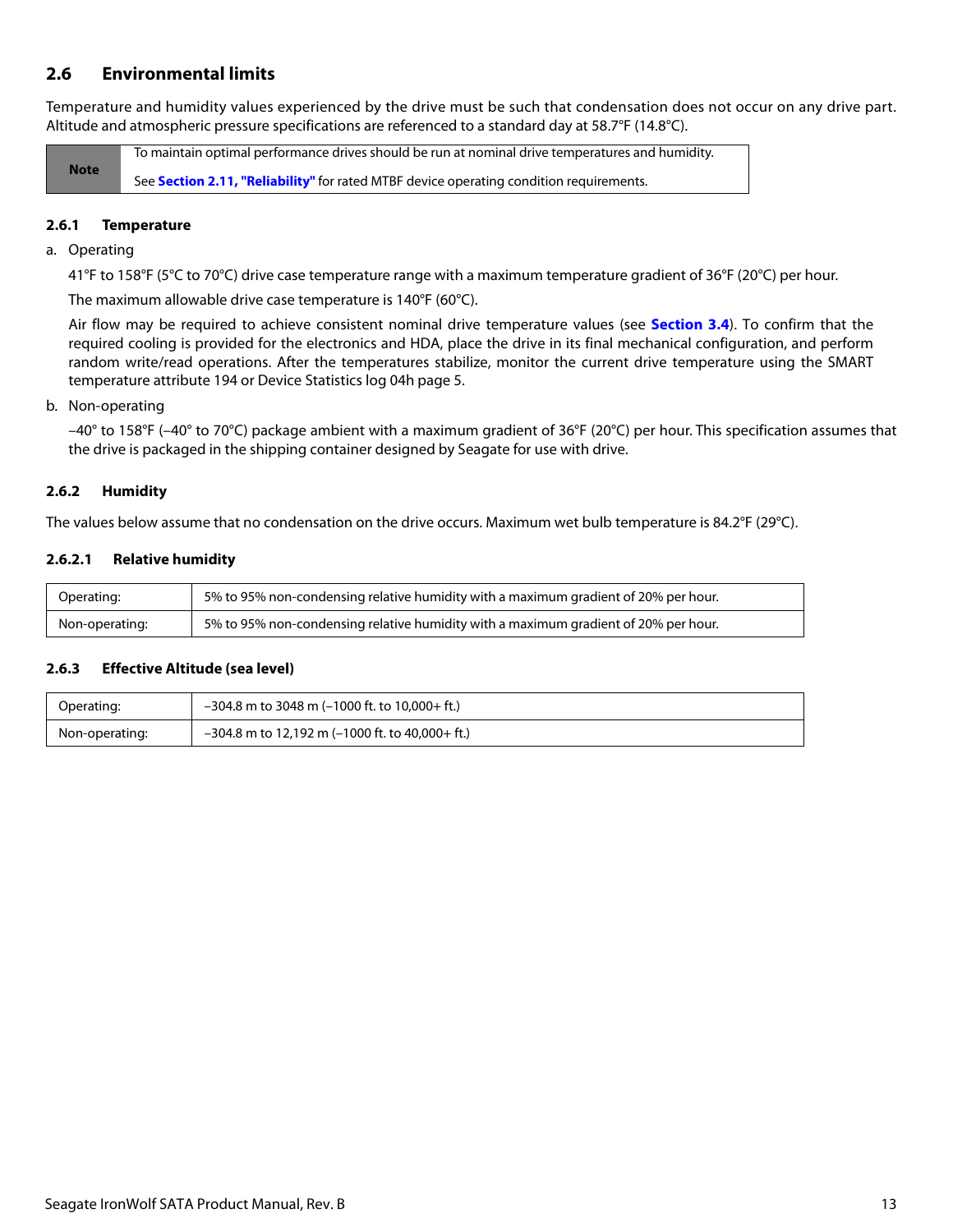## 2.6 Environmental limits

Temperature and humidity values experienced by the drive must be such that condensation does not occur on any drive part. Altitude and atmospheric pressure specifications are referenced to a standard day at 58.7°F (14.8°C).

| Note | To maintain optimal performance drives should be run at nominal drive temperatures and humidity.<br><br>See **Section 2.11, "Reliability"** for rated MTBF device operating condition requirements. |
|---|---|

### 2.6.1 Temperature

a. Operating

41°F to 158°F (5°C to 70°C) drive case temperature range with a maximum temperature gradient of 36°F (20°C) per hour.

The maximum allowable drive case temperature is 140°F (60°C).

Air flow may be required to achieve consistent nominal drive temperature values (see **Section 3.4**). To confirm that the required cooling is provided for the electronics and HDA, place the drive in its final mechanical configuration, and perform random write/read operations. After the temperatures stabilize, monitor the current drive temperature using the SMART temperature attribute 194 or Device Statistics log 04h page 5.

b. Non-operating

–40° to 158°F (–40° to 70°C) package ambient with a maximum gradient of 36°F (20°C) per hour. This specification assumes that the drive is packaged in the shipping container designed by Seagate for use with drive.

### 2.6.2 Humidity

The values below assume that no condensation on the drive occurs. Maximum wet bulb temperature is 84.2°F (29°C).

#### 2.6.2.1 Relative humidity

| | |
|---|---|
| Operating: | 5% to 95% non-condensing relative humidity with a maximum gradient of 20% per hour. |
| Non-operating: | 5% to 95% non-condensing relative humidity with a maximum gradient of 20% per hour. |

### 2.6.3 Effective Altitude (sea level)

| | |
|---|---|
| Operating: | –304.8 m to 3048 m (–1000 ft. to 10,000+ ft.) |
| Non-operating: | –304.8 m to 12,192 m (–1000 ft. to 40,000+ ft.) |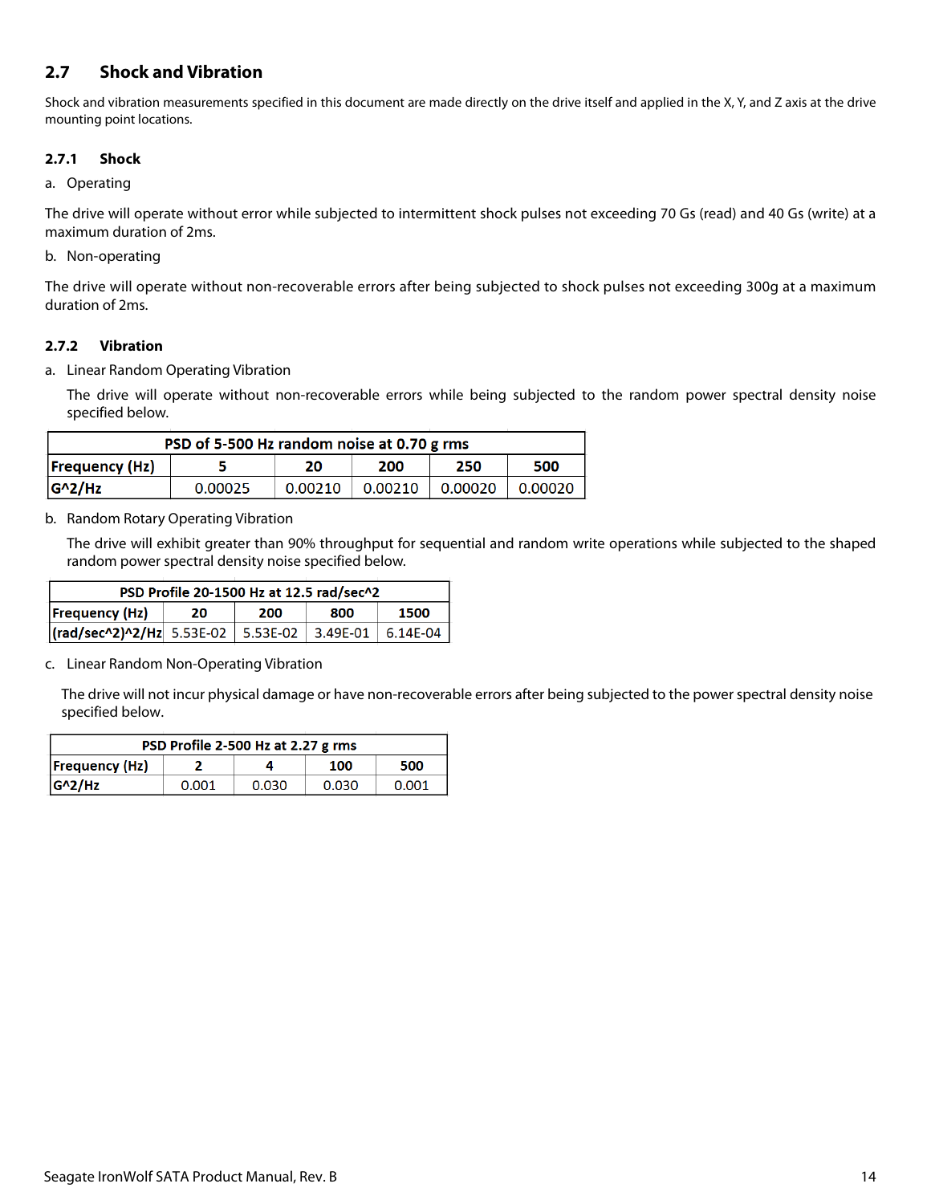## 2.7 Shock and Vibration

Shock and vibration measurements specified in this document are made directly on the drive itself and applied in the X, Y, and Z axis at the drive mounting point locations.

### 2.7.1 Shock

a. Operating

The drive will operate without error while subjected to intermittent shock pulses not exceeding 70 Gs (read) and 40 Gs (write) at a maximum duration of 2ms.

b. Non-operating

The drive will operate without non-recoverable errors after being subjected to shock pulses not exceeding 300g at a maximum duration of 2ms.

### 2.7.2 Vibration

a. Linear Random Operating Vibration

The drive will operate without non-recoverable errors while being subjected to the random power spectral density noise specified below.

| PSD of 5-500 Hz random noise at 0.70 g rms | | | | | |
|---|---|---|---|---|---|
| **Frequency (Hz)** | **5** | **20** | **200** | **250** | **500** |
| **G^2/Hz** | 0.00025 | 0.00210 | 0.00210 | 0.00020 | 0.00020 |

b. Random Rotary Operating Vibration

The drive will exhibit greater than 90% throughput for sequential and random write operations while subjected to the shaped random power spectral density noise specified below.

| PSD Profile 20-1500 Hz at 12.5 rad/sec^2 | | | | |
|---|---|---|---|---|
| **Frequency (Hz)** | **20** | **200** | **800** | **1500** |
| **(rad/sec^2)^2/Hz** | 5.53E-02 | 5.53E-02 | 3.49E-01 | 6.14E-04 |

c. Linear Random Non-Operating Vibration

The drive will not incur physical damage or have non-recoverable errors after being subjected to the power spectral density noise specified below.

| PSD Profile 2-500 Hz at 2.27 g rms | | | | |
|---|---|---|---|---|
| **Frequency (Hz)** | **2** | **4** | **100** | **500** |
| **G^2/Hz** | 0.001 | 0.030 | 0.030 | 0.001 |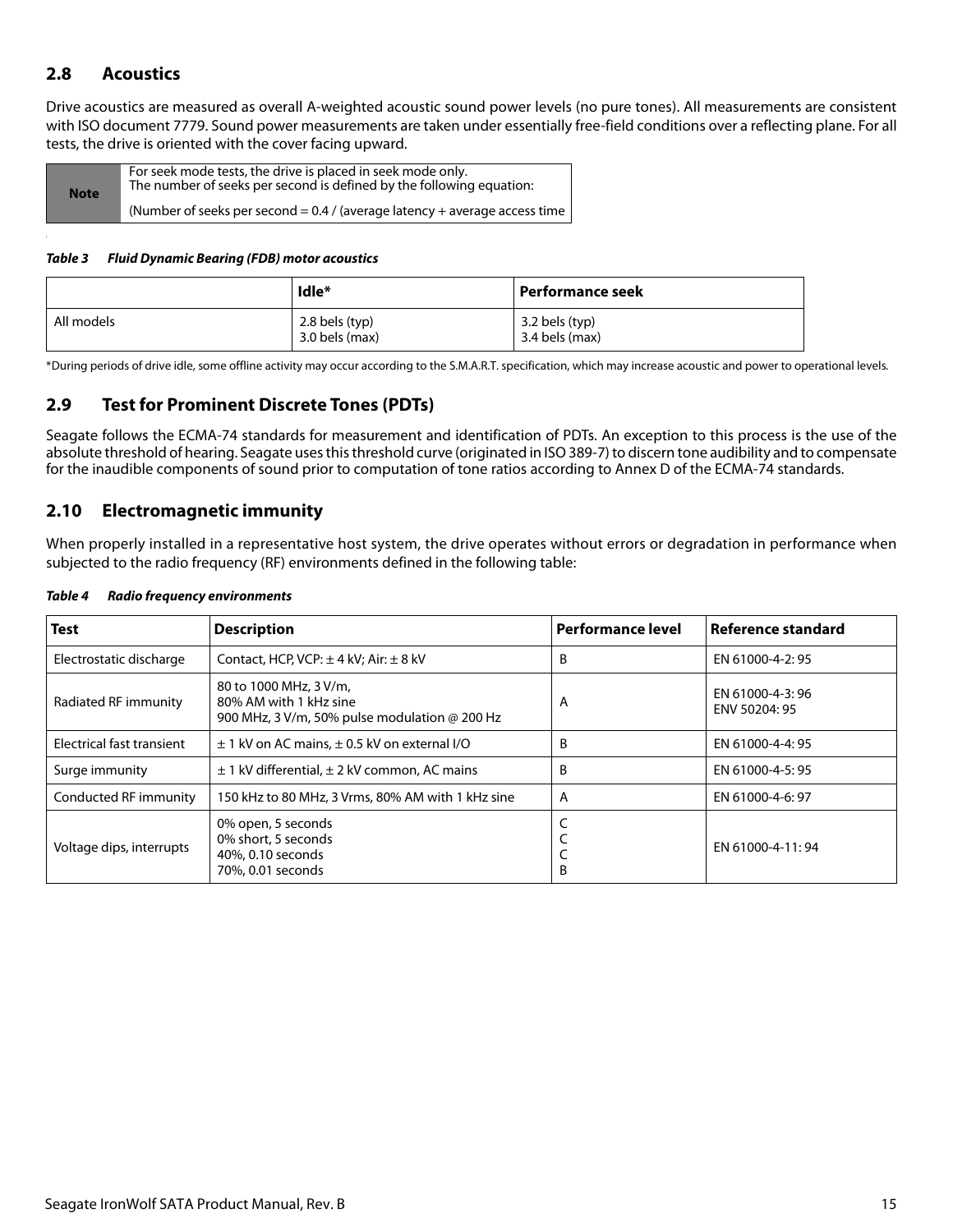## 2.8 Acoustics

Drive acoustics are measured as overall A-weighted acoustic sound power levels (no pure tones). All measurements are consistent with ISO document 7779. Sound power measurements are taken under essentially free-field conditions over a reflecting plane. For all tests, the drive is oriented with the cover facing upward.

| Note | For seek mode tests, the drive is placed in seek mode only. The number of seeks per second is defined by the following equation: (Number of seeks per second = 0.4 / (average latency + average access time |
|---|---|

***Table 3 Fluid Dynamic Bearing (FDB) motor acoustics***

| | Idle* | Performance seek |
|---|---|---|
| All models | 2.8 bels (typ)<br>3.0 bels (max) | 3.2 bels (typ)<br>3.4 bels (max) |

*During periods of drive idle, some offline activity may occur according to the S.M.A.R.T. specification, which may increase acoustic and power to operational levels.

## 2.9 Test for Prominent Discrete Tones (PDTs)

Seagate follows the ECMA-74 standards for measurement and identification of PDTs. An exception to this process is the use of the absolute threshold of hearing. Seagate uses this threshold curve (originated in ISO 389-7) to discern tone audibility and to compensate for the inaudible components of sound prior to computation of tone ratios according to Annex D of the ECMA-74 standards.

## 2.10 Electromagnetic immunity

When properly installed in a representative host system, the drive operates without errors or degradation in performance when subjected to the radio frequency (RF) environments defined in the following table:

***Table 4 Radio frequency environments***

| Test | Description | Performance level | Reference standard |
|---|---|---|---|
| Electrostatic discharge | Contact, HCP, VCP: ± 4 kV; Air: ± 8 kV | B | EN 61000-4-2: 95 |
| Radiated RF immunity | 80 to 1000 MHz, 3 V/m,<br>80% AM with 1 kHz sine<br>900 MHz, 3 V/m, 50% pulse modulation @ 200 Hz | A | EN 61000-4-3: 96<br>ENV 50204: 95 |
| Electrical fast transient | ± 1 kV on AC mains, ± 0.5 kV on external I/O | B | EN 61000-4-4: 95 |
| Surge immunity | ± 1 kV differential, ± 2 kV common, AC mains | B | EN 61000-4-5: 95 |
| Conducted RF immunity | 150 kHz to 80 MHz, 3 Vrms, 80% AM with 1 kHz sine | A | EN 61000-4-6: 97 |
| Voltage dips, interrupts | 0% open, 5 seconds<br>0% short, 5 seconds<br>40%, 0.10 seconds<br>70%, 0.01 seconds | C<br>C<br>C<br>B | EN 61000-4-11: 94 |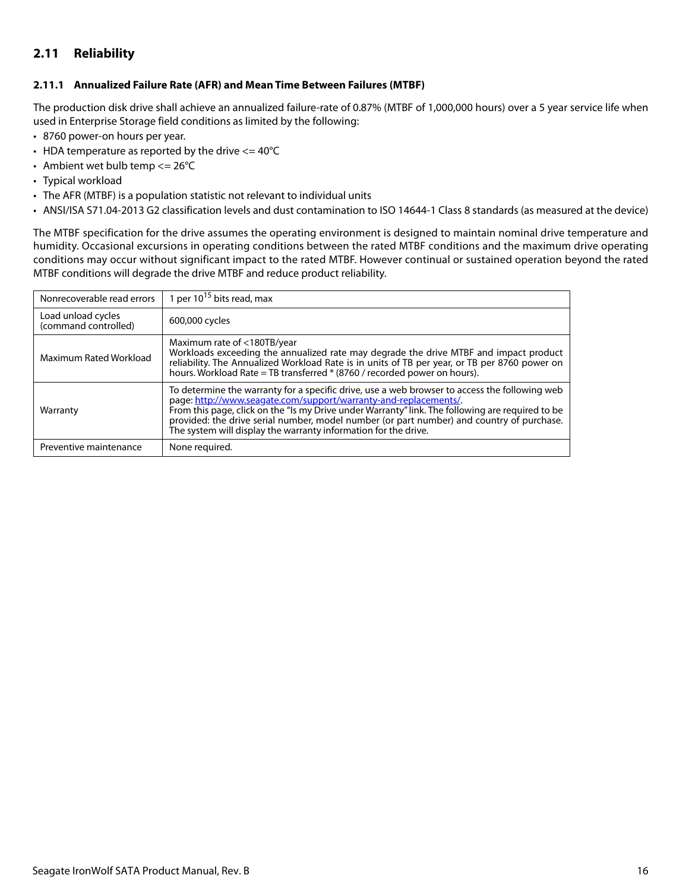## 2.11 Reliability

### 2.11.1 Annualized Failure Rate (AFR) and Mean Time Between Failures (MTBF)

The production disk drive shall achieve an annualized failure-rate of 0.87% (MTBF of 1,000,000 hours) over a 5 year service life when used in Enterprise Storage field conditions as limited by the following:

- 8760 power-on hours per year.
- HDA temperature as reported by the drive <= 40°C
- Ambient wet bulb temp <= 26°C
- Typical workload
- The AFR (MTBF) is a population statistic not relevant to individual units
- ANSI/ISA S71.04-2013 G2 classification levels and dust contamination to ISO 14644-1 Class 8 standards (as measured at the device)

The MTBF specification for the drive assumes the operating environment is designed to maintain nominal drive temperature and humidity. Occasional excursions in operating conditions between the rated MTBF conditions and the maximum drive operating conditions may occur without significant impact to the rated MTBF. However continual or sustained operation beyond the rated MTBF conditions will degrade the drive MTBF and reduce product reliability.

| | |
|---|---|
| Nonrecoverable read errors | 1 per $10^{15}$ bits read, max |
| Load unload cycles (command controlled) | 600,000 cycles |
| Maximum Rated Workload | Maximum rate of <180TB/year<br>Workloads exceeding the annualized rate may degrade the drive MTBF and impact product reliability. The Annualized Workload Rate is in units of TB per year, or TB per 8760 power on hours. Workload Rate = TB transferred * (8760 / recorded power on hours). |
| Warranty | To determine the warranty for a specific drive, use a web browser to access the following web page: http://www.seagate.com/support/warranty-and-replacements/.<br>From this page, click on the "Is my Drive under Warranty" link. The following are required to be provided: the drive serial number, model number (or part number) and country of purchase. The system will display the warranty information for the drive. |
| Preventive maintenance | None required. |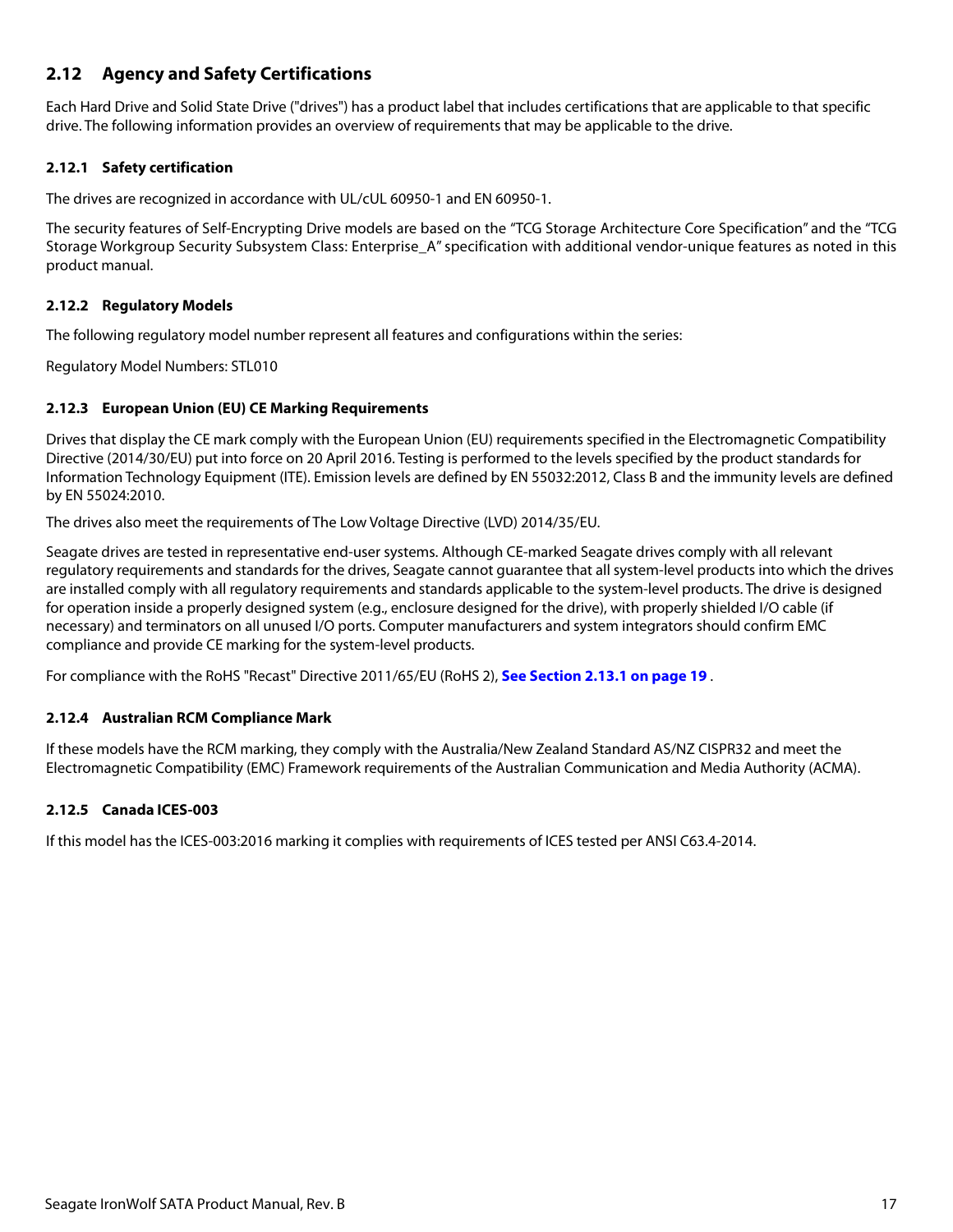## 2.12 Agency and Safety Certifications

Each Hard Drive and Solid State Drive ("drives") has a product label that includes certifications that are applicable to that specific drive. The following information provides an overview of requirements that may be applicable to the drive.

### 2.12.1 Safety certification

The drives are recognized in accordance with UL/cUL 60950-1 and EN 60950-1.

The security features of Self-Encrypting Drive models are based on the "TCG Storage Architecture Core Specification" and the "TCG Storage Workgroup Security Subsystem Class: Enterprise_A" specification with additional vendor-unique features as noted in this product manual.

### 2.12.2 Regulatory Models

The following regulatory model number represent all features and configurations within the series:

Regulatory Model Numbers: STL010

### 2.12.3 European Union (EU) CE Marking Requirements

Drives that display the CE mark comply with the European Union (EU) requirements specified in the Electromagnetic Compatibility Directive (2014/30/EU) put into force on 20 April 2016. Testing is performed to the levels specified by the product standards for Information Technology Equipment (ITE). Emission levels are defined by EN 55032:2012, Class B and the immunity levels are defined by EN 55024:2010.

The drives also meet the requirements of The Low Voltage Directive (LVD) 2014/35/EU.

Seagate drives are tested in representative end-user systems. Although CE-marked Seagate drives comply with all relevant regulatory requirements and standards for the drives, Seagate cannot guarantee that all system-level products into which the drives are installed comply with all regulatory requirements and standards applicable to the system-level products. The drive is designed for operation inside a properly designed system (e.g., enclosure designed for the drive), with properly shielded I/O cable (if necessary) and terminators on all unused I/O ports. Computer manufacturers and system integrators should confirm EMC compliance and provide CE marking for the system-level products.

For compliance with the RoHS "Recast" Directive 2011/65/EU (RoHS 2), **See Section 2.13.1 on page 19** .

### 2.12.4 Australian RCM Compliance Mark

If these models have the RCM marking, they comply with the Australia/New Zealand Standard AS/NZ CISPR32 and meet the Electromagnetic Compatibility (EMC) Framework requirements of the Australian Communication and Media Authority (ACMA).

### 2.12.5 Canada ICES-003

If this model has the ICES-003:2016 marking it complies with requirements of ICES tested per ANSI C63.4-2014.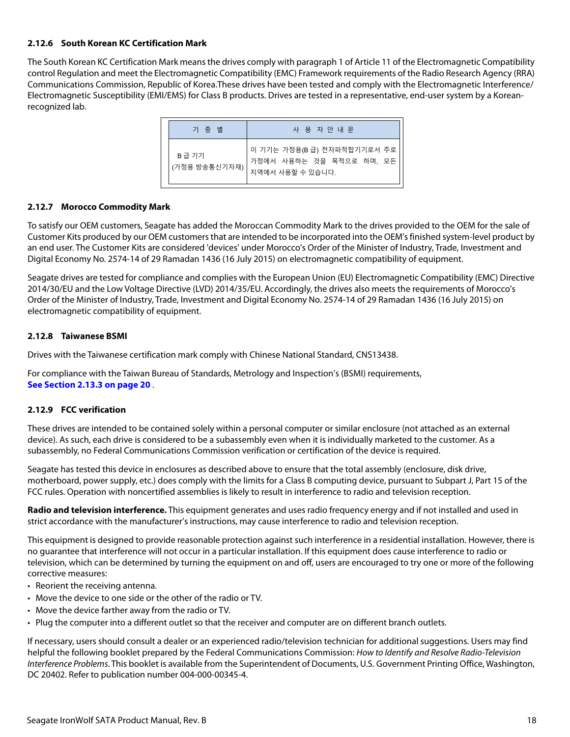### 2.12.6 South Korean KC Certification Mark

The South Korean KC Certification Mark means the drives comply with paragraph 1 of Article 11 of the Electromagnetic Compatibility control Regulation and meet the Electromagnetic Compatibility (EMC) Framework requirements of the Radio Research Agency (RRA) Communications Commission, Republic of Korea.These drives have been tested and comply with the Electromagnetic Interference/ Electromagnetic Susceptibility (EMI/EMS) for Class B products. Drives are tested in a representative, end-user system by a Korean-recognized lab.

| 기 종 별 | 사 용 자 안 내 문 |
|---|---|
| B 급 기기 (가정용 방송통신기자재) | 이 기기는 가정용(B 급) 전자파적합기기로서 주로 가정에서 사용하는 것을 목적으로 하며, 모든 지역에서 사용할 수 있습니다. |

### 2.12.7 Morocco Commodity Mark

To satisfy our OEM customers, Seagate has added the Moroccan Commodity Mark to the drives provided to the OEM for the sale of Customer Kits produced by our OEM customers that are intended to be incorporated into the OEM's finished system-level product by an end user. The Customer Kits are considered 'devices' under Morocco's Order of the Minister of Industry, Trade, Investment and Digital Economy No. 2574-14 of 29 Ramadan 1436 (16 July 2015) on electromagnetic compatibility of equipment.

Seagate drives are tested for compliance and complies with the European Union (EU) Electromagnetic Compatibility (EMC) Directive 2014/30/EU and the Low Voltage Directive (LVD) 2014/35/EU. Accordingly, the drives also meets the requirements of Morocco's Order of the Minister of Industry, Trade, Investment and Digital Economy No. 2574-14 of 29 Ramadan 1436 (16 July 2015) on electromagnetic compatibility of equipment.

### 2.12.8 Taiwanese BSMI

Drives with the Taiwanese certification mark comply with Chinese National Standard, CNS13438.

For compliance with the Taiwan Bureau of Standards, Metrology and Inspection's (BSMI) requirements, **See Section 2.13.3 on page 20** .

### 2.12.9 FCC verification

These drives are intended to be contained solely within a personal computer or similar enclosure (not attached as an external device). As such, each drive is considered to be a subassembly even when it is individually marketed to the customer. As a subassembly, no Federal Communications Commission verification or certification of the device is required.

Seagate has tested this device in enclosures as described above to ensure that the total assembly (enclosure, disk drive, motherboard, power supply, etc.) does comply with the limits for a Class B computing device, pursuant to Subpart J, Part 15 of the FCC rules. Operation with noncertified assemblies is likely to result in interference to radio and television reception.

**Radio and television interference.** This equipment generates and uses radio frequency energy and if not installed and used in strict accordance with the manufacturer's instructions, may cause interference to radio and television reception.

This equipment is designed to provide reasonable protection against such interference in a residential installation. However, there is no guarantee that interference will not occur in a particular installation. If this equipment does cause interference to radio or television, which can be determined by turning the equipment on and off, users are encouraged to try one or more of the following corrective measures:

- Reorient the receiving antenna.
- Move the device to one side or the other of the radio or TV.
- Move the device farther away from the radio or TV.
- Plug the computer into a different outlet so that the receiver and computer are on different branch outlets.

If necessary, users should consult a dealer or an experienced radio/television technician for additional suggestions. Users may find helpful the following booklet prepared by the Federal Communications Commission: *How to Identify and Resolve Radio-Television Interference Problems*. This booklet is available from the Superintendent of Documents, U.S. Government Printing Office, Washington, DC 20402. Refer to publication number 004-000-00345-4.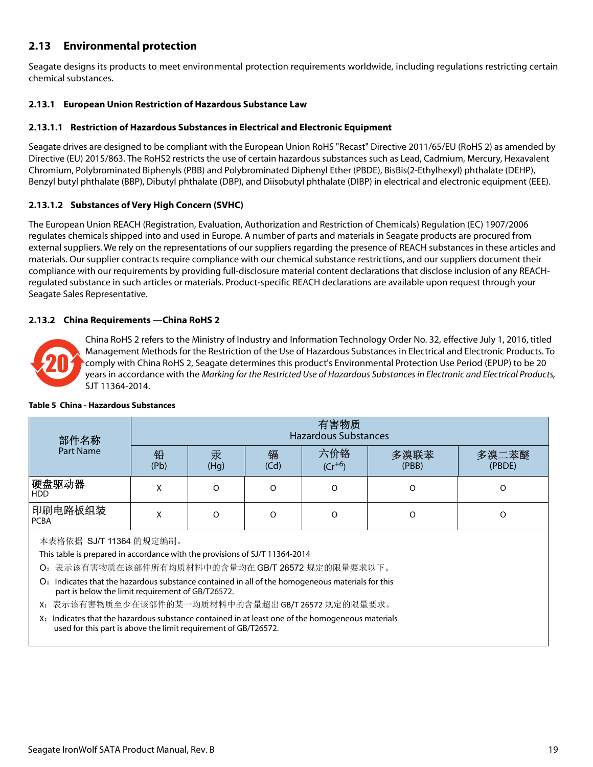## 2.13 Environmental protection

Seagate designs its products to meet environmental protection requirements worldwide, including regulations restricting certain chemical substances.

### 2.13.1 European Union Restriction of Hazardous Substance Law

#### 2.13.1.1 Restriction of Hazardous Substances in Electrical and Electronic Equipment

Seagate drives are designed to be compliant with the European Union RoHS "Recast" Directive 2011/65/EU (RoHS 2) as amended by Directive (EU) 2015/863. The RoHS2 restricts the use of certain hazardous substances such as Lead, Cadmium, Mercury, Hexavalent Chromium, Polybrominated Biphenyls (PBB) and Polybrominated Diphenyl Ether (PBDE), BisBis(2-Ethylhexyl) phthalate (DEHP), Benzyl butyl phthalate (BBP), Dibutyl phthalate (DBP), and Diisobutyl phthalate (DIBP) in electrical and electronic equipment (EEE).

#### 2.13.1.2 Substances of Very High Concern (SVHC)

The European Union REACH (Registration, Evaluation, Authorization and Restriction of Chemicals) Regulation (EC) 1907/2006 regulates chemicals shipped into and used in Europe. A number of parts and materials in Seagate products are procured from external suppliers. We rely on the representations of our suppliers regarding the presence of REACH substances in these articles and materials. Our supplier contracts require compliance with our chemical substance restrictions, and our suppliers document their compliance with our requirements by providing full-disclosure material content declarations that disclose inclusion of any REACH-regulated substance in such articles or materials. Product-specific REACH declarations are available upon request through your Seagate Sales Representative.

### 2.13.2 China Requirements —China RoHS 2

China RoHS 2 refers to the Ministry of Industry and Information Technology Order No. 32, effective July 1, 2016, titled Management Methods for the Restriction of the Use of Hazardous Substances in Electrical and Electronic Products. To comply with China RoHS 2, Seagate determines this product's Environmental Protection Use Period (EPUP) to be 20 years in accordance with the *Marking for the Restricted Use of Hazardous Substances in Electronic and Electrical Products,* SJT 11364-2014.

**Table 5 China - Hazardous Substances**

| 部件名称 Part Name | 有害物质 Hazardous Substances | | | | | |
|---|---|---|---|---|---|---|
| | 铅 (Pb) | 汞 (Hg) | 镉 (Cd) | 六价铬 ($Cr^{+6}$) | 多溴联苯 (PBB) | 多溴二苯醚 (PBDE) |
| 硬盘驱动器 HDD | X | O | O | O | O | O |
| 印刷电路板组装 PCBA | X | O | O | O | O | O |

本表格依据 SJ/T 11364 的规定编制。

This table is prepared in accordance with the provisions of SJ/T 11364-2014

O：表示该有害物质在该部件所有均质材料中的含量均在 GB/T 26572 规定的限量要求以下。

O：Indicates that the hazardous substance contained in all of the homogeneous materials for this part is below the limit requirement of GB/T26572.

X：表示该有害物质至少在该部件的某一均质材料中的含量超出 GB/T 26572 规定的限量要求。

X：Indicates that the hazardous substance contained in at least one of the homogeneous materials used for this part is above the limit requirement of GB/T26572.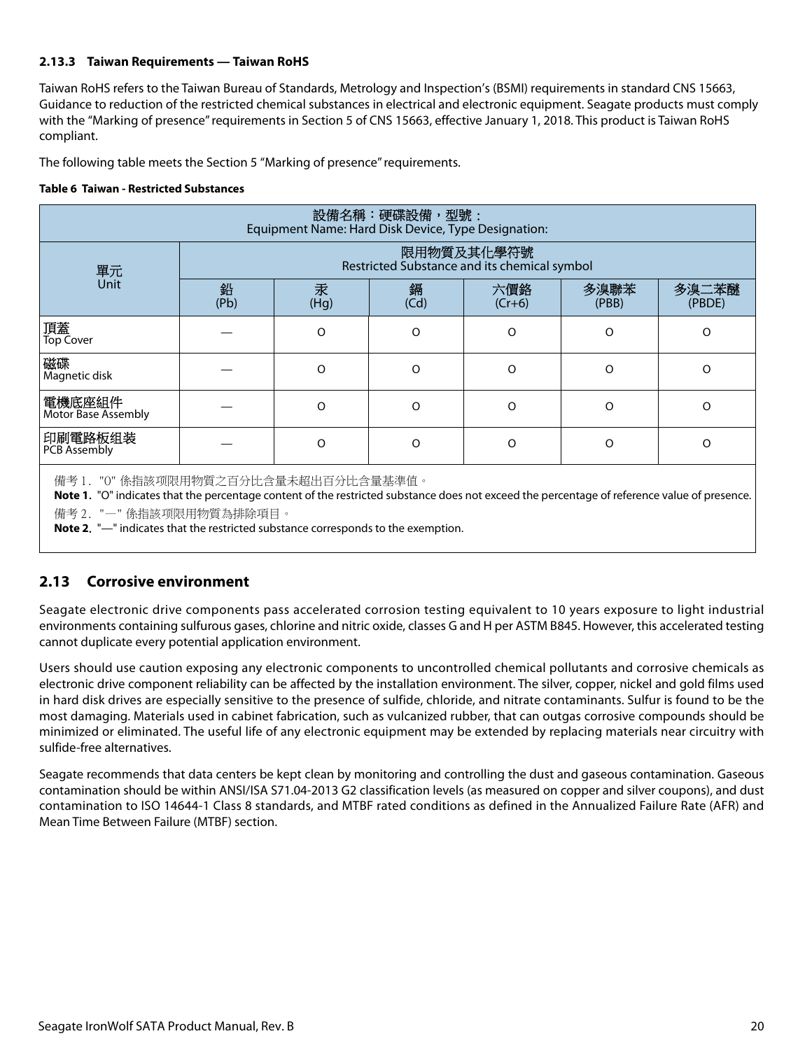### 2.13.3 Taiwan Requirements — Taiwan RoHS

Taiwan RoHS refers to the Taiwan Bureau of Standards, Metrology and Inspection's (BSMI) requirements in standard CNS 15663, Guidance to reduction of the restricted chemical substances in electrical and electronic equipment. Seagate products must comply with the "Marking of presence" requirements in Section 5 of CNS 15663, effective January 1, 2018. This product is Taiwan RoHS compliant.

The following table meets the Section 5 "Marking of presence" requirements.

**Table 6 Taiwan - Restricted Substances**

| 設備名稱：硬碟設備，型號：<br>Equipment Name: Hard Disk Device, Type Designation: | | | | | | |
|---|---|---|---|---|---|---|
| 單元<br>Unit | 限用物質及其化學符號<br>Restricted Substance and its chemical symbol | | | | | |
| | 鉛<br>(Pb) | 汞<br>(Hg) | 鎘<br>(Cd) | 六價鉻<br>(Cr+6) | 多溴聯苯<br>(PBB) | 多溴二苯醚<br>(PBDE) |
| 頂蓋<br>Top Cover | — | O | O | O | O | O |
| 磁碟<br>Magnetic disk | — | O | O | O | O | O |
| 電機底座組件<br>Motor Base Assembly | — | O | O | O | O | O |
| 印刷電路板组装<br>PCB Assembly | — | O | O | O | O | O |

備考 1. "O" 係指該项限用物質之百分比含量未超出百分比含量基準值。
**Note 1.** "O" indicates that the percentage content of the restricted substance does not exceed the percentage of reference value of presence.
備考 2. "—" 係指該项限用物質為排除項目。
**Note 2.** "—" indicates that the restricted substance corresponds to the exemption.

## 2.13 Corrosive environment

Seagate electronic drive components pass accelerated corrosion testing equivalent to 10 years exposure to light industrial environments containing sulfurous gases, chlorine and nitric oxide, classes G and H per ASTM B845. However, this accelerated testing cannot duplicate every potential application environment.

Users should use caution exposing any electronic components to uncontrolled chemical pollutants and corrosive chemicals as electronic drive component reliability can be affected by the installation environment. The silver, copper, nickel and gold films used in hard disk drives are especially sensitive to the presence of sulfide, chloride, and nitrate contaminants. Sulfur is found to be the most damaging. Materials used in cabinet fabrication, such as vulcanized rubber, that can outgas corrosive compounds should be minimized or eliminated. The useful life of any electronic equipment may be extended by replacing materials near circuitry with sulfide-free alternatives.

Seagate recommends that data centers be kept clean by monitoring and controlling the dust and gaseous contamination. Gaseous contamination should be within ANSI/ISA S71.04-2013 G2 classification levels (as measured on copper and silver coupons), and dust contamination to ISO 14644-1 Class 8 standards, and MTBF rated conditions as defined in the Annualized Failure Rate (AFR) and Mean Time Between Failure (MTBF) section.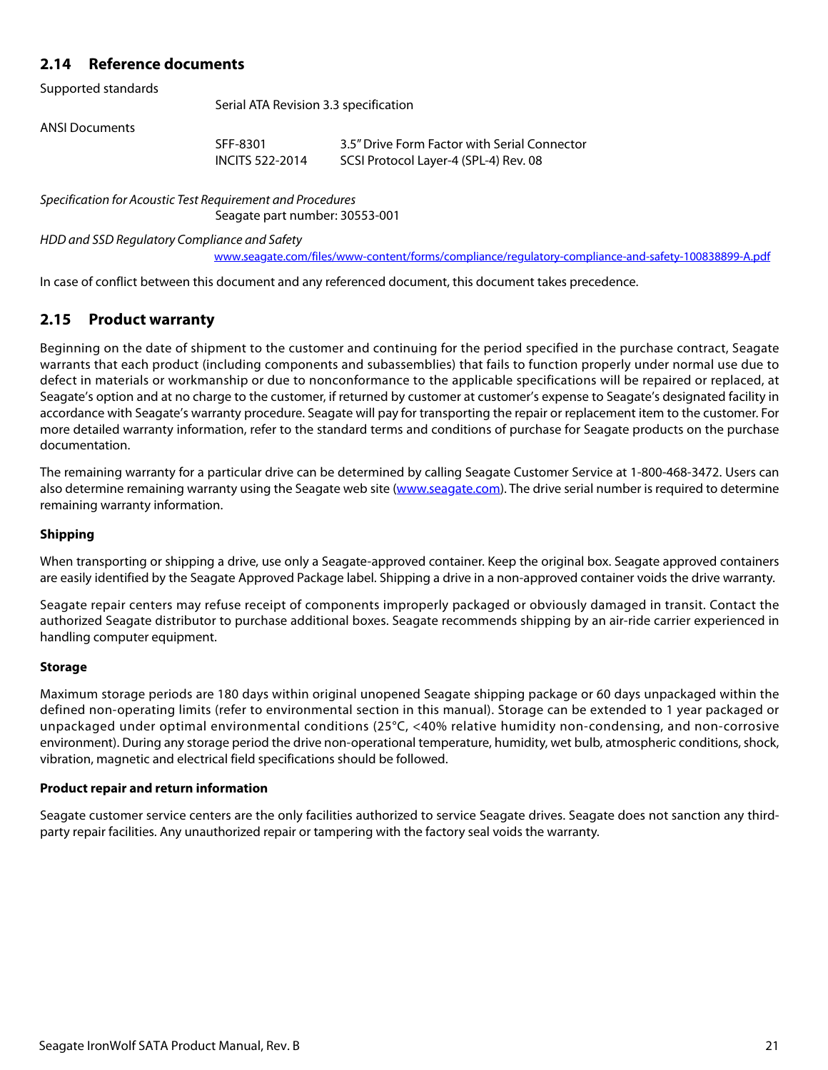## 2.14 Reference documents

Supported standards

Serial ATA Revision 3.3 specification

ANSI Documents

| | |
|---|---|
| SFF-8301 | 3.5" Drive Form Factor with Serial Connector |
| INCITS 522-2014 | SCSI Protocol Layer-4 (SPL-4) Rev. 08 |

*Specification for Acoustic Test Requirement and Procedures*

Seagate part number: 30553-001

*HDD and SSD Regulatory Compliance and Safety*

[www.seagate.com/files/www-content/forms/compliance/regulatory-compliance-and-safety-100838899-A.pdf](www.seagate.com/files/www-content/forms/compliance/regulatory-compliance-and-safety-100838899-A.pdf)

In case of conflict between this document and any referenced document, this document takes precedence.

## 2.15 Product warranty

Beginning on the date of shipment to the customer and continuing for the period specified in the purchase contract, Seagate warrants that each product (including components and subassemblies) that fails to function properly under normal use due to defect in materials or workmanship or due to nonconformance to the applicable specifications will be repaired or replaced, at Seagate's option and at no charge to the customer, if returned by customer at customer's expense to Seagate's designated facility in accordance with Seagate's warranty procedure. Seagate will pay for transporting the repair or replacement item to the customer. For more detailed warranty information, refer to the standard terms and conditions of purchase for Seagate products on the purchase documentation.

The remaining warranty for a particular drive can be determined by calling Seagate Customer Service at 1-800-468-3472. Users can also determine remaining warranty using the Seagate web site ([www.seagate.com](www.seagate.com)). The drive serial number is required to determine remaining warranty information.

**Shipping**

When transporting or shipping a drive, use only a Seagate-approved container. Keep the original box. Seagate approved containers are easily identified by the Seagate Approved Package label. Shipping a drive in a non-approved container voids the drive warranty.

Seagate repair centers may refuse receipt of components improperly packaged or obviously damaged in transit. Contact the authorized Seagate distributor to purchase additional boxes. Seagate recommends shipping by an air-ride carrier experienced in handling computer equipment.

**Storage**

Maximum storage periods are 180 days within original unopened Seagate shipping package or 60 days unpackaged within the defined non-operating limits (refer to environmental section in this manual). Storage can be extended to 1 year packaged or unpackaged under optimal environmental conditions (25°C, <40% relative humidity non-condensing, and non-corrosive environment). During any storage period the drive non-operational temperature, humidity, wet bulb, atmospheric conditions, shock, vibration, magnetic and electrical field specifications should be followed.

**Product repair and return information**

Seagate customer service centers are the only facilities authorized to service Seagate drives. Seagate does not sanction any third-party repair facilities. Any unauthorized repair or tampering with the factory seal voids the warranty.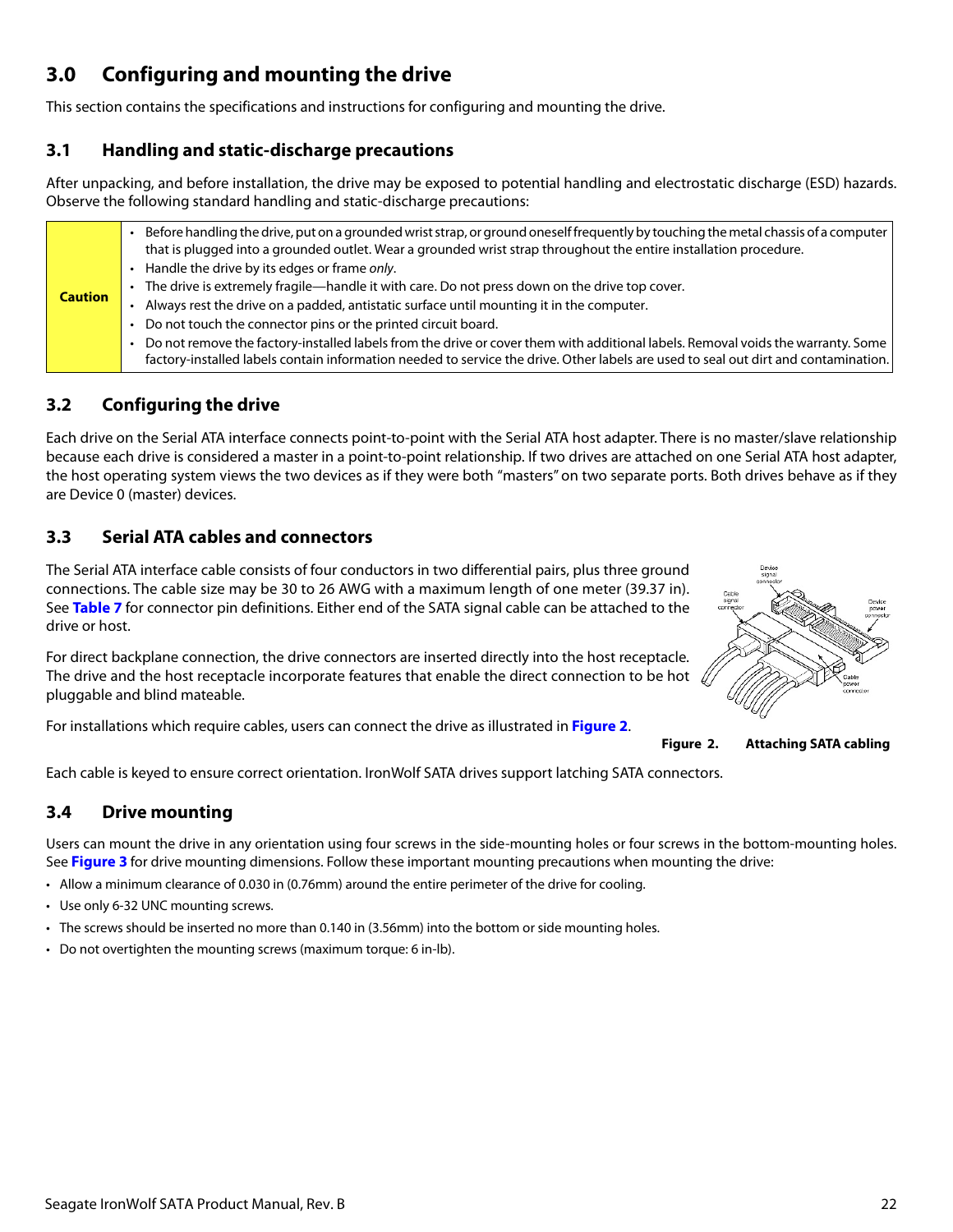# 3.0 Configuring and mounting the drive

This section contains the specifications and instructions for configuring and mounting the drive.

## 3.1 Handling and static-discharge precautions

After unpacking, and before installation, the drive may be exposed to potential handling and electrostatic discharge (ESD) hazards. Observe the following standard handling and static-discharge precautions:

| Caution | • Before handling the drive, put on a grounded wrist strap, or ground oneself frequently by touching the metal chassis of a computer that is plugged into a grounded outlet. Wear a grounded wrist strap throughout the entire installation procedure.<br>• Handle the drive by its edges or frame *only*.<br>• The drive is extremely fragile—handle it with care. Do not press down on the drive top cover.<br>• Always rest the drive on a padded, antistatic surface until mounting it in the computer.<br>• Do not touch the connector pins or the printed circuit board.<br>• Do not remove the factory-installed labels from the drive or cover them with additional labels. Removal voids the warranty. Some factory-installed labels contain information needed to service the drive. Other labels are used to seal out dirt and contamination. |
|---|---|

## 3.2 Configuring the drive

Each drive on the Serial ATA interface connects point-to-point with the Serial ATA host adapter. There is no master/slave relationship because each drive is considered a master in a point-to-point relationship. If two drives are attached on one Serial ATA host adapter, the host operating system views the two devices as if they were both "masters" on two separate ports. Both drives behave as if they are Device 0 (master) devices.

## 3.3 Serial ATA cables and connectors

The Serial ATA interface cable consists of four conductors in two differential pairs, plus three ground connections. The cable size may be 30 to 26 AWG with a maximum length of one meter (39.37 in). See **Table 7** for connector pin definitions. Either end of the SATA signal cable can be attached to the drive or host.

For direct backplane connection, the drive connectors are inserted directly into the host receptacle. The drive and the host receptacle incorporate features that enable the direct connection to be hot pluggable and blind mateable.

For installations which require cables, users can connect the drive as illustrated in **Figure 2**.

Device signal connector · Cable signal connector · Device power connector · Cable power connector

**Figure 2. Attaching SATA cabling**

Each cable is keyed to ensure correct orientation. IronWolf SATA drives support latching SATA connectors.

## 3.4 Drive mounting

Users can mount the drive in any orientation using four screws in the side-mounting holes or four screws in the bottom-mounting holes. See **Figure 3** for drive mounting dimensions. Follow these important mounting precautions when mounting the drive:

- Allow a minimum clearance of 0.030 in (0.76mm) around the entire perimeter of the drive for cooling.
- Use only 6-32 UNC mounting screws.
- The screws should be inserted no more than 0.140 in (3.56mm) into the bottom or side mounting holes.
- Do not overtighten the mounting screws (maximum torque: 6 in-lb).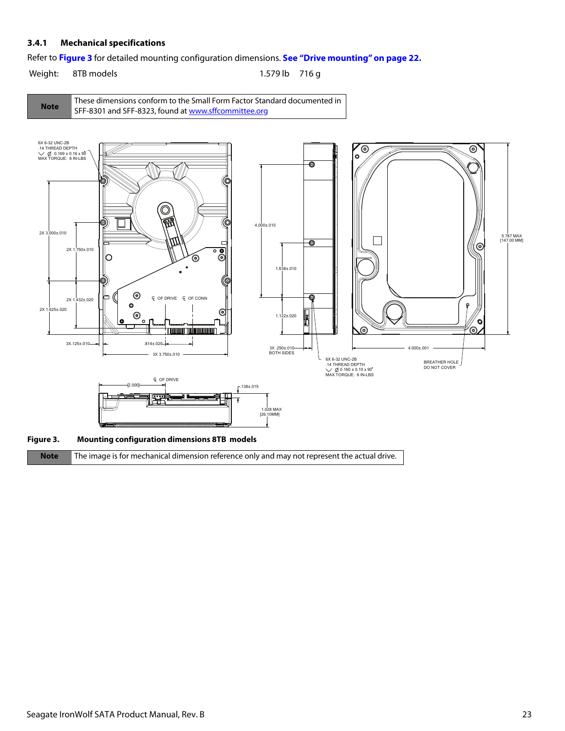### 3.4.1 Mechanical specifications

Refer to **Figure 3** for detailed mounting configuration dimensions. **See "Drive mounting" on page 22.**

| Weight: | 8TB models | 1.579 lb | 716 g |
|---|---|---|---|

| Note | These dimensions conform to the Small Form Factor Standard documented in SFF-8301 and SFF-8323, found at www.sffcommittee.org |
|---|---|

**Figure 3. Mounting configuration dimensions 8TB models**

| Note | The image is for mechanical dimension reference only and may not represent the actual drive. |
|---|---|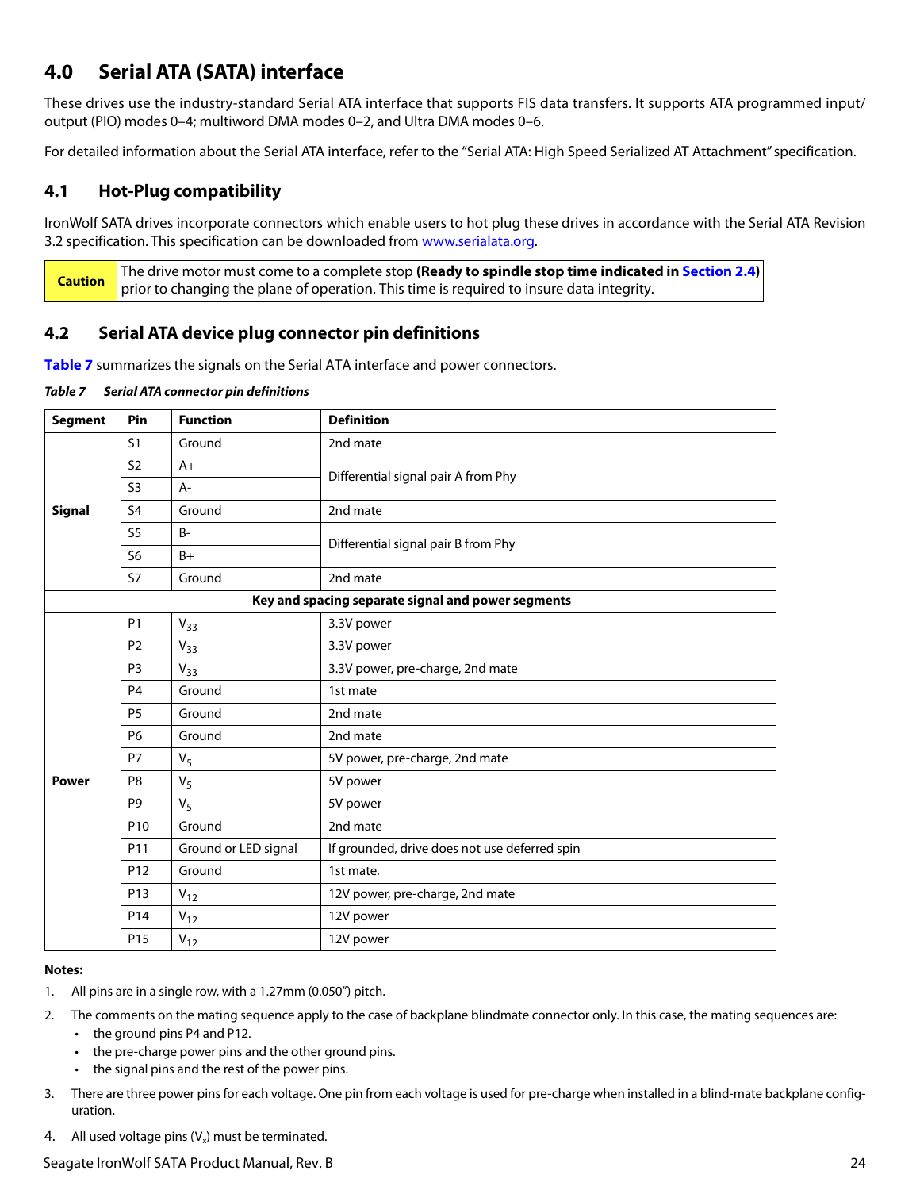## 4.0 Serial ATA (SATA) interface

These drives use the industry-standard Serial ATA interface that supports FIS data transfers. It supports ATA programmed input/output (PIO) modes 0–4; multiword DMA modes 0–2, and Ultra DMA modes 0–6.

For detailed information about the Serial ATA interface, refer to the "Serial ATA: High Speed Serialized AT Attachment" specification.

### 4.1 Hot-Plug compatibility

IronWolf SATA drives incorporate connectors which enable users to hot plug these drives in accordance with the Serial ATA Revision 3.2 specification. This specification can be downloaded from www.serialata.org.

| Caution | The drive motor must come to a complete stop **(Ready to spindle stop time indicated in Section 2.4)** prior to changing the plane of operation. This time is required to insure data integrity. |
|---|---|

### 4.2 Serial ATA device plug connector pin definitions

Table 7 summarizes the signals on the Serial ATA interface and power connectors.

***Table 7 Serial ATA connector pin definitions***

| Segment | Pin | Function | Definition |
|---|---|---|---|
| **Signal** | S1 | Ground | 2nd mate |
| | S2 | A+ | Differential signal pair A from Phy |
| | S3 | A- | |
| | S4 | Ground | 2nd mate |
| | S5 | B- | Differential signal pair B from Phy |
| | S6 | B+ | |
| | S7 | Ground | 2nd mate |
| **Key and spacing separate signal and power segments** | | | |
| **Power** | P1 | $V_{33}$ | 3.3V power |
| | P2 | $V_{33}$ | 3.3V power |
| | P3 | $V_{33}$ | 3.3V power, pre-charge, 2nd mate |
| | P4 | Ground | 1st mate |
| | P5 | Ground | 2nd mate |
| | P6 | Ground | 2nd mate |
| | P7 | $V_5$ | 5V power, pre-charge, 2nd mate |
| | P8 | $V_5$ | 5V power |
| | P9 | $V_5$ | 5V power |
| | P10 | Ground | 2nd mate |
| | P11 | Ground or LED signal | If grounded, drive does not use deferred spin |
| | P12 | Ground | 1st mate. |
| | P13 | $V_{12}$ | 12V power, pre-charge, 2nd mate |
| | P14 | $V_{12}$ | 12V power |
| | P15 | $V_{12}$ | 12V power |

**Notes:**

1. All pins are in a single row, with a 1.27mm (0.050") pitch.
2. The comments on the mating sequence apply to the case of backplane blindmate connector only. In this case, the mating sequences are:
   - the ground pins P4 and P12.
   - the pre-charge power pins and the other ground pins.
   - the signal pins and the rest of the power pins.
3. There are three power pins for each voltage. One pin from each voltage is used for pre-charge when installed in a blind-mate backplane configuration.
4. All used voltage pins ($V_x$) must be terminated.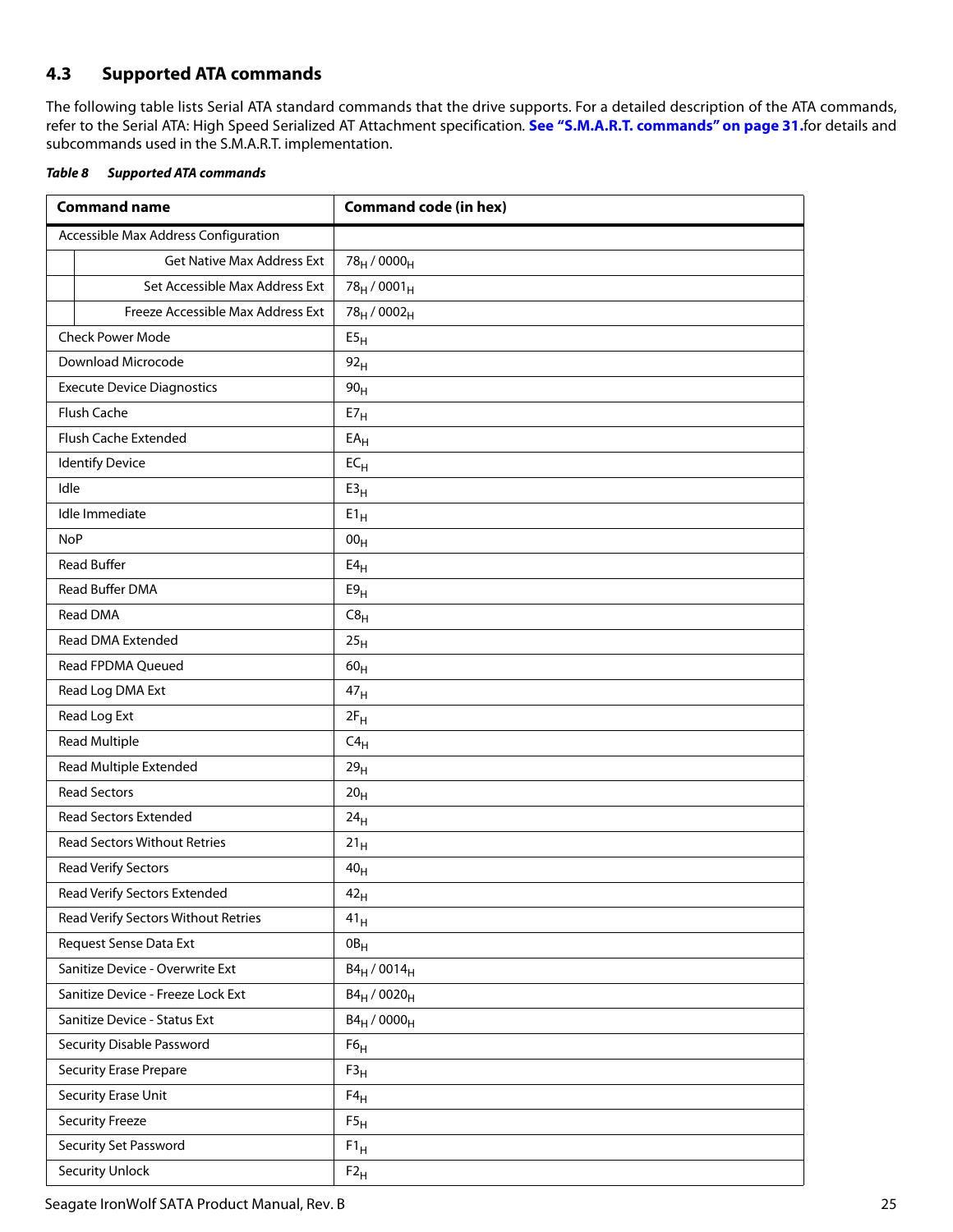## 4.3 Supported ATA commands

The following table lists Serial ATA standard commands that the drive supports. For a detailed description of the ATA commands, refer to the Serial ATA: High Speed Serialized AT Attachment specification. **See "S.M.A.R.T. commands" on page 31.** for details and subcommands used in the S.M.A.R.T. implementation.

***Table 8 Supported ATA commands***

| Command name | Command code (in hex) |
|---|---|
| Accessible Max Address Configuration | |
| Get Native Max Address Ext | $78_H$ / $0000_H$ |
| Set Accessible Max Address Ext | $78_H$ / $0001_H$ |
| Freeze Accessible Max Address Ext | $78_H$ / $0002_H$ |
| Check Power Mode | $E5_H$ |
| Download Microcode | $92_H$ |
| Execute Device Diagnostics | $90_H$ |
| Flush Cache | $E7_H$ |
| Flush Cache Extended | $EA_H$ |
| Identify Device | $EC_H$ |
| Idle | $E3_H$ |
| Idle Immediate | $E1_H$ |
| NoP | $00_H$ |
| Read Buffer | $E4_H$ |
| Read Buffer DMA | $E9_H$ |
| Read DMA | $C8_H$ |
| Read DMA Extended | $25_H$ |
| Read FPDMA Queued | $60_H$ |
| Read Log DMA Ext | $47_H$ |
| Read Log Ext | $2F_H$ |
| Read Multiple | $C4_H$ |
| Read Multiple Extended | $29_H$ |
| Read Sectors | $20_H$ |
| Read Sectors Extended | $24_H$ |
| Read Sectors Without Retries | $21_H$ |
| Read Verify Sectors | $40_H$ |
| Read Verify Sectors Extended | $42_H$ |
| Read Verify Sectors Without Retries | $41_H$ |
| Request Sense Data Ext | $0B_H$ |
| Sanitize Device - Overwrite Ext | $B4_H$ / $0014_H$ |
| Sanitize Device - Freeze Lock Ext | $B4_H$ / $0020_H$ |
| Sanitize Device - Status Ext | $B4_H$ / $0000_H$ |
| Security Disable Password | $F6_H$ |
| Security Erase Prepare | $F3_H$ |
| Security Erase Unit | $F4_H$ |
| Security Freeze | $F5_H$ |
| Security Set Password | $F1_H$ |
| Security Unlock | $F2_H$ |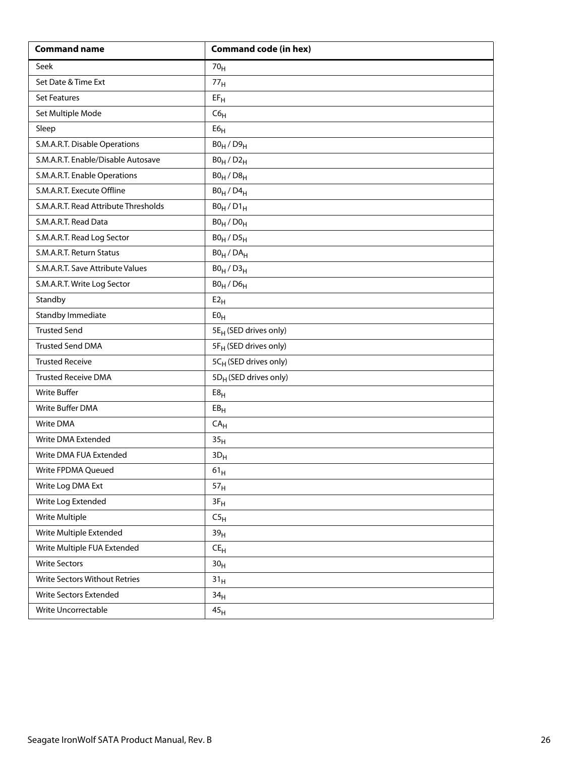| Command name | Command code (in hex) |
|---|---|
| Seek | $70_H$ |
| Set Date & Time Ext | $77_H$ |
| Set Features | $EF_H$ |
| Set Multiple Mode | $C6_H$ |
| Sleep | $E6_H$ |
| S.M.A.R.T. Disable Operations | $B0_H$ / $D9_H$ |
| S.M.A.R.T. Enable/Disable Autosave | $B0_H$ / $D2_H$ |
| S.M.A.R.T. Enable Operations | $B0_H$ / $D8_H$ |
| S.M.A.R.T. Execute Offline | $B0_H$ / $D4_H$ |
| S.M.A.R.T. Read Attribute Thresholds | $B0_H$ / $D1_H$ |
| S.M.A.R.T. Read Data | $B0_H$ / $D0_H$ |
| S.M.A.R.T. Read Log Sector | $B0_H$ / $D5_H$ |
| S.M.A.R.T. Return Status | $B0_H$ / $DA_H$ |
| S.M.A.R.T. Save Attribute Values | $B0_H$ / $D3_H$ |
| S.M.A.R.T. Write Log Sector | $B0_H$ / $D6_H$ |
| Standby | $E2_H$ |
| Standby Immediate | $E0_H$ |
| Trusted Send | $5E_H$ (SED drives only) |
| Trusted Send DMA | $5F_H$ (SED drives only) |
| Trusted Receive | $5C_H$ (SED drives only) |
| Trusted Receive DMA | $5D_H$ (SED drives only) |
| Write Buffer | $E8_H$ |
| Write Buffer DMA | $EB_H$ |
| Write DMA | $CA_H$ |
| Write DMA Extended | $35_H$ |
| Write DMA FUA Extended | $3D_H$ |
| Write FPDMA Queued | $61_H$ |
| Write Log DMA Ext | $57_H$ |
| Write Log Extended | $3F_H$ |
| Write Multiple | $C5_H$ |
| Write Multiple Extended | $39_H$ |
| Write Multiple FUA Extended | $CE_H$ |
| Write Sectors | $30_H$ |
| Write Sectors Without Retries | $31_H$ |
| Write Sectors Extended | $34_H$ |
| Write Uncorrectable | $45_H$ |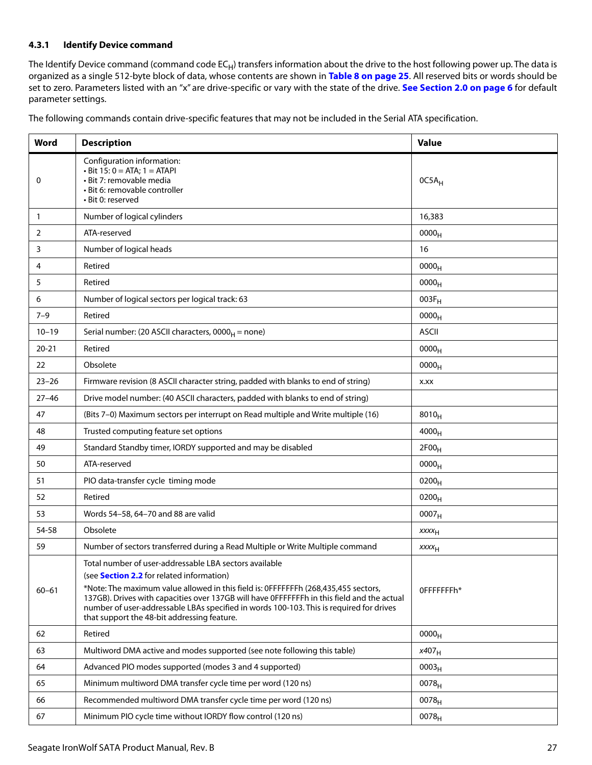### 4.3.1 Identify Device command

The Identify Device command (command code $EC_H$) transfers information about the drive to the host following power up. The data is organized as a single 512-byte block of data, whose contents are shown in **Table 8 on page 25**. All reserved bits or words should be set to zero. Parameters listed with an "x" are drive-specific or vary with the state of the drive. **See Section 2.0 on page 6** for default parameter settings.

The following commands contain drive-specific features that may not be included in the Serial ATA specification.

| Word | Description | Value |
|---|---|---|
| 0 | Configuration information:<br>• Bit 15: 0 = ATA; 1 = ATAPI<br>• Bit 7: removable media<br>• Bit 6: removable controller<br>• Bit 0: reserved | $0C5A_H$ |
| 1 | Number of logical cylinders | 16,383 |
| 2 | ATA-reserved | $0000_H$ |
| 3 | Number of logical heads | 16 |
| 4 | Retired | $0000_H$ |
| 5 | Retired | $0000_H$ |
| 6 | Number of logical sectors per logical track: 63 | $003F_H$ |
| 7–9 | Retired | $0000_H$ |
| 10–19 | Serial number: (20 ASCII characters, $0000_H$ = none) | ASCII |
| 20-21 | Retired | $0000_H$ |
| 22 | Obsolete | $0000_H$ |
| 23–26 | Firmware revision (8 ASCII character string, padded with blanks to end of string) | x.xx |
| 27–46 | Drive model number: (40 ASCII characters, padded with blanks to end of string) | |
| 47 | (Bits 7–0) Maximum sectors per interrupt on Read multiple and Write multiple (16) | $8010_H$ |
| 48 | Trusted computing feature set options | $4000_H$ |
| 49 | Standard Standby timer, IORDY supported and may be disabled | $2F00_H$ |
| 50 | ATA-reserved | $0000_H$ |
| 51 | PIO data-transfer cycle timing mode | $0200_H$ |
| 52 | Retired | $0200_H$ |
| 53 | Words 54–58, 64–70 and 88 are valid | $0007_H$ |
| 54-58 | Obsolete | $xxxx_H$ |
| 59 | Number of sectors transferred during a Read Multiple or Write Multiple command | $xxxx_H$ |
| 60–61 | Total number of user-addressable LBA sectors available<br>(see **Section 2.2** for related information)<br>*Note: The maximum value allowed in this field is: 0FFFFFFFh (268,435,455 sectors, 137GB). Drives with capacities over 137GB will have 0FFFFFFFh in this field and the actual number of user-addressable LBAs specified in words 100-103. This is required for drives that support the 48-bit addressing feature. | 0FFFFFFFh* |
| 62 | Retired | $0000_H$ |
| 63 | Multiword DMA active and modes supported (see note following this table) | $x407_H$ |
| 64 | Advanced PIO modes supported (modes 3 and 4 supported) | $0003_H$ |
| 65 | Minimum multiword DMA transfer cycle time per word (120 ns) | $0078_H$ |
| 66 | Recommended multiword DMA transfer cycle time per word (120 ns) | $0078_H$ |
| 67 | Minimum PIO cycle time without IORDY flow control (120 ns) | $0078_H$ |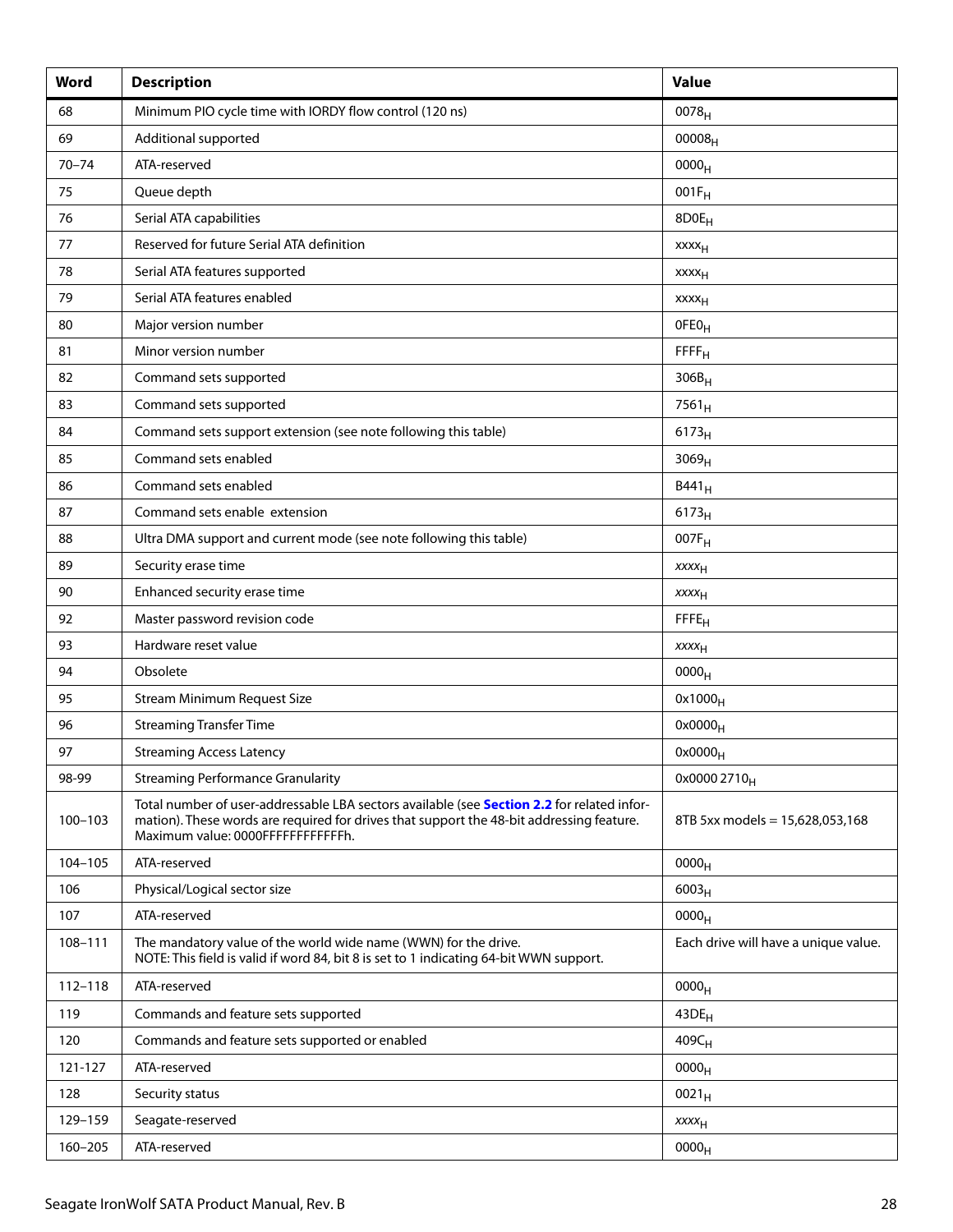| Word | Description | Value |
|---|---|---|
| 68 | Minimum PIO cycle time with IORDY flow control (120 ns) | $0078_H$ |
| 69 | Additional supported | $00008_H$ |
| 70–74 | ATA-reserved | $0000_H$ |
| 75 | Queue depth | $001F_H$ |
| 76 | Serial ATA capabilities | $8D0E_H$ |
| 77 | Reserved for future Serial ATA definition | $xxxx_H$ |
| 78 | Serial ATA features supported | $xxxx_H$ |
| 79 | Serial ATA features enabled | $xxxx_H$ |
| 80 | Major version number | $0FE0_H$ |
| 81 | Minor version number | $FFFF_H$ |
| 82 | Command sets supported | $306B_H$ |
| 83 | Command sets supported | $7561_H$ |
| 84 | Command sets support extension (see note following this table) | $6173_H$ |
| 85 | Command sets enabled | $3069_H$ |
| 86 | Command sets enabled | $B441_H$ |
| 87 | Command sets enable extension | $6173_H$ |
| 88 | Ultra DMA support and current mode (see note following this table) | $007F_H$ |
| 89 | Security erase time | $xxxx_H$ |
| 90 | Enhanced security erase time | $xxxx_H$ |
| 92 | Master password revision code | $FFFE_H$ |
| 93 | Hardware reset value | $xxxx_H$ |
| 94 | Obsolete | $0000_H$ |
| 95 | Stream Minimum Request Size | $0x1000_H$ |
| 96 | Streaming Transfer Time | $0x0000_H$ |
| 97 | Streaming Access Latency | $0x0000_H$ |
| 98-99 | Streaming Performance Granularity | $0x0000\ 2710_H$ |
| 100–103 | Total number of user-addressable LBA sectors available (see **Section 2.2** for related information). These words are required for drives that support the 48-bit addressing feature. Maximum value: 0000FFFFFFFFFFFFh. | 8TB 5xx models = 15,628,053,168 |
| 104–105 | ATA-reserved | $0000_H$ |
| 106 | Physical/Logical sector size | $6003_H$ |
| 107 | ATA-reserved | $0000_H$ |
| 108–111 | The mandatory value of the world wide name (WWN) for the drive. NOTE: This field is valid if word 84, bit 8 is set to 1 indicating 64-bit WWN support. | Each drive will have a unique value. |
| 112–118 | ATA-reserved | $0000_H$ |
| 119 | Commands and feature sets supported | $43DE_H$ |
| 120 | Commands and feature sets supported or enabled | $409C_H$ |
| 121-127 | ATA-reserved | $0000_H$ |
| 128 | Security status | $0021_H$ |
| 129–159 | Seagate-reserved | $xxxx_H$ |
| 160–205 | ATA-reserved | $0000_H$ |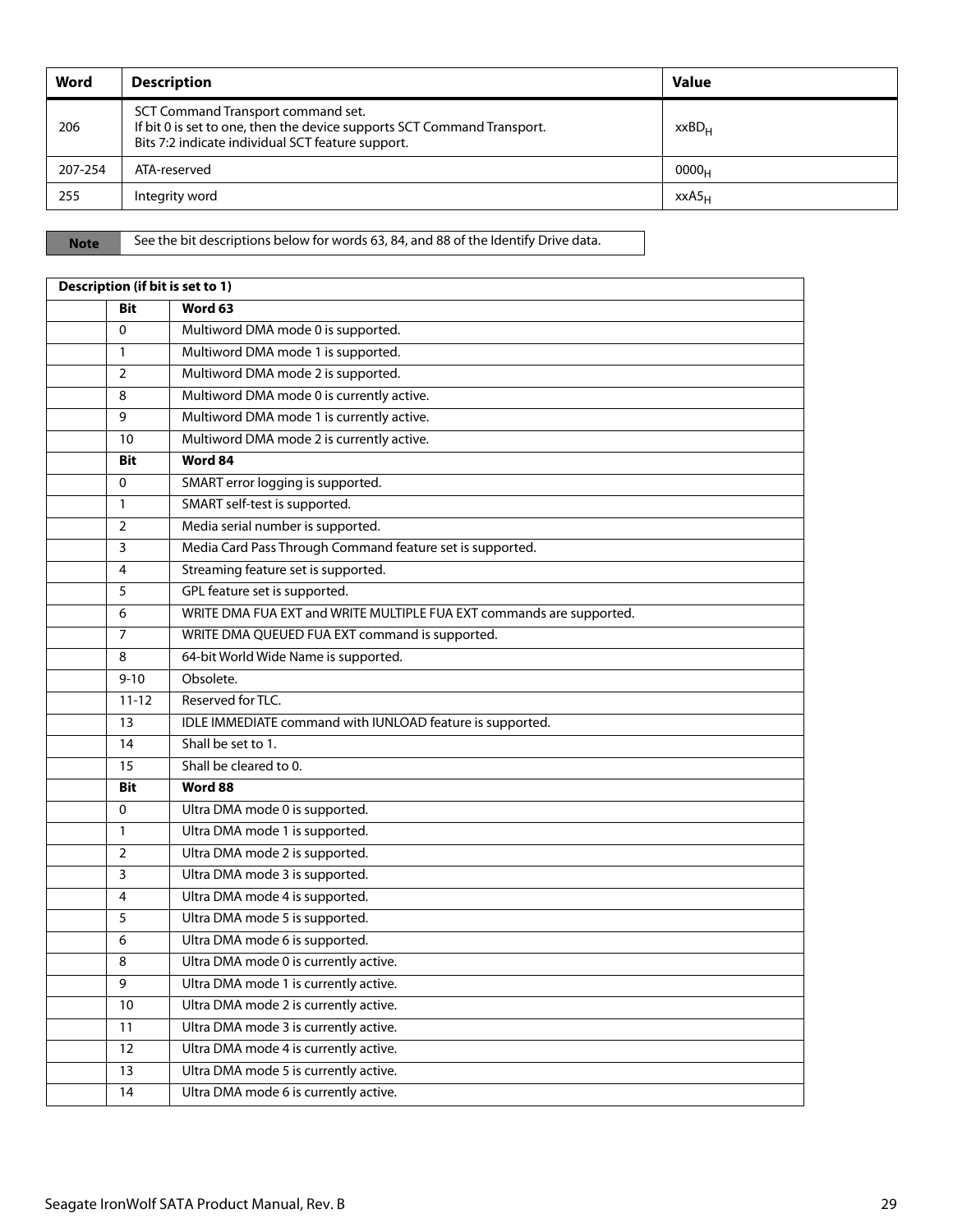| Word | Description | Value |
|---|---|---|
| 206 | SCT Command Transport command set.<br>If bit 0 is set to one, then the device supports SCT Command Transport.<br>Bits 7:2 indicate individual SCT feature support. | $xxBD_H$ |
| 207-254 | ATA-reserved | $0000_H$ |
| 255 | Integrity word | $xxA5_H$ |

| Note | See the bit descriptions below for words 63, 84, and 88 of the Identify Drive data. |
|---|---|

| Description (if bit is set to 1) | | |
|---|---|---|
| | **Bit** | **Word 63** |
| | 0 | Multiword DMA mode 0 is supported. |
| | 1 | Multiword DMA mode 1 is supported. |
| | 2 | Multiword DMA mode 2 is supported. |
| | 8 | Multiword DMA mode 0 is currently active. |
| | 9 | Multiword DMA mode 1 is currently active. |
| | 10 | Multiword DMA mode 2 is currently active. |
| | **Bit** | **Word 84** |
| | 0 | SMART error logging is supported. |
| | 1 | SMART self-test is supported. |
| | 2 | Media serial number is supported. |
| | 3 | Media Card Pass Through Command feature set is supported. |
| | 4 | Streaming feature set is supported. |
| | 5 | GPL feature set is supported. |
| | 6 | WRITE DMA FUA EXT and WRITE MULTIPLE FUA EXT commands are supported. |
| | 7 | WRITE DMA QUEUED FUA EXT command is supported. |
| | 8 | 64-bit World Wide Name is supported. |
| | 9-10 | Obsolete. |
| | 11-12 | Reserved for TLC. |
| | 13 | IDLE IMMEDIATE command with IUNLOAD feature is supported. |
| | 14 | Shall be set to 1. |
| | 15 | Shall be cleared to 0. |
| | **Bit** | **Word 88** |
| | 0 | Ultra DMA mode 0 is supported. |
| | 1 | Ultra DMA mode 1 is supported. |
| | 2 | Ultra DMA mode 2 is supported. |
| | 3 | Ultra DMA mode 3 is supported. |
| | 4 | Ultra DMA mode 4 is supported. |
| | 5 | Ultra DMA mode 5 is supported. |
| | 6 | Ultra DMA mode 6 is supported. |
| | 8 | Ultra DMA mode 0 is currently active. |
| | 9 | Ultra DMA mode 1 is currently active. |
| | 10 | Ultra DMA mode 2 is currently active. |
| | 11 | Ultra DMA mode 3 is currently active. |
| | 12 | Ultra DMA mode 4 is currently active. |
| | 13 | Ultra DMA mode 5 is currently active. |
| | 14 | Ultra DMA mode 6 is currently active. |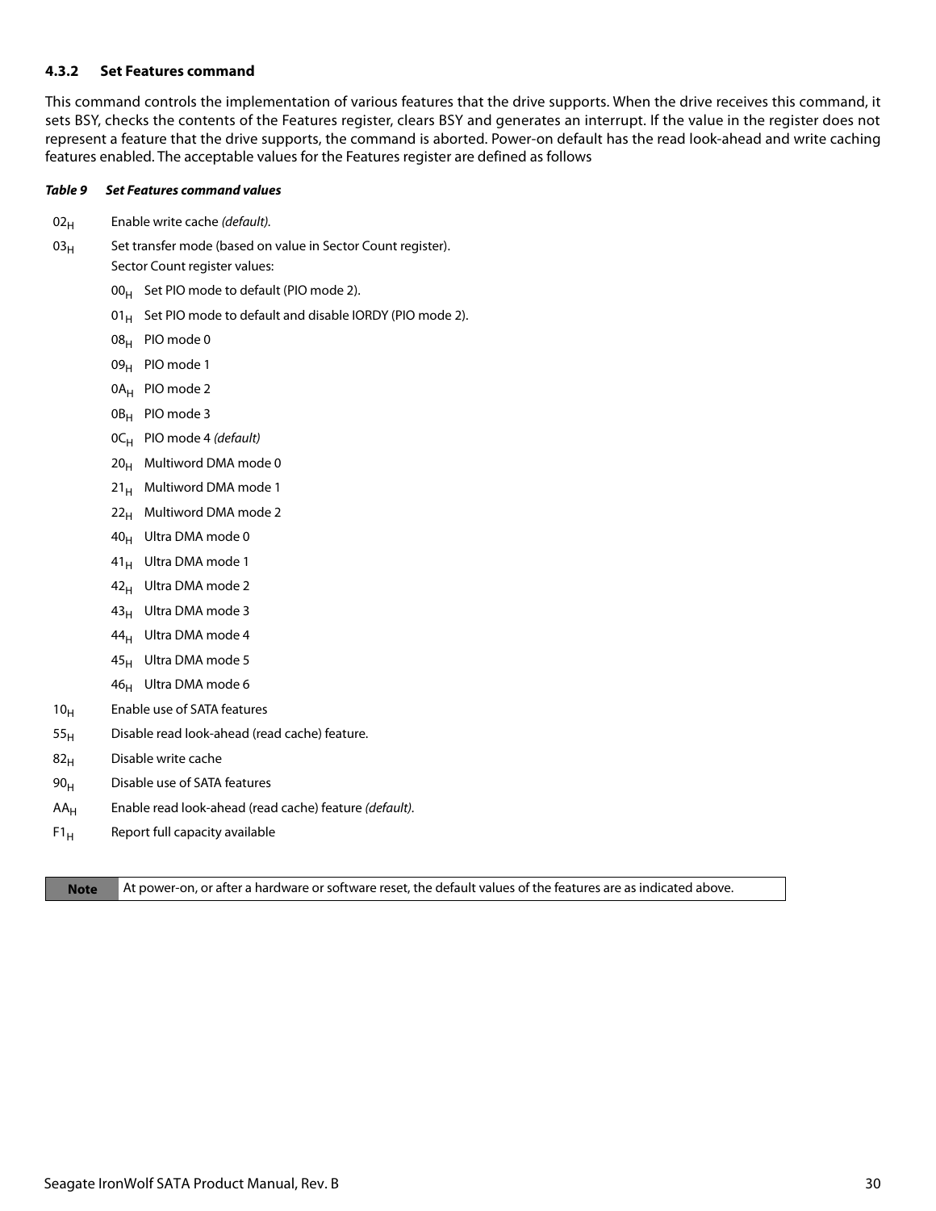### 4.3.2 Set Features command

This command controls the implementation of various features that the drive supports. When the drive receives this command, it sets BSY, checks the contents of the Features register, clears BSY and generates an interrupt. If the value in the register does not represent a feature that the drive supports, the command is aborted. Power-on default has the read look-ahead and write caching features enabled. The acceptable values for the Features register are defined as follows

***Table 9 Set Features command values***

- $02_H$ Enable write cache *(default).*
- $03_H$ Set transfer mode (based on value in Sector Count register).
  Sector Count register values:
  - $00_H$ Set PIO mode to default (PIO mode 2).
  - $01_H$ Set PIO mode to default and disable IORDY (PIO mode 2).
  - $08_H$ PIO mode 0
  - $09_H$ PIO mode 1
  - $0A_H$ PIO mode 2
  - $0B_H$ PIO mode 3
  - $0C_H$ PIO mode 4 *(default)*
  - $20_H$ Multiword DMA mode 0
  - $21_H$ Multiword DMA mode 1
  - $22_H$ Multiword DMA mode 2
  - $40_H$ Ultra DMA mode 0
  - $41_H$ Ultra DMA mode 1
  - $42_H$ Ultra DMA mode 2
  - $43_H$ Ultra DMA mode 3
  - $44_H$ Ultra DMA mode 4
  - $45_H$ Ultra DMA mode 5
  - $46_H$ Ultra DMA mode 6
- $10_H$ Enable use of SATA features
- $55_H$ Disable read look-ahead (read cache) feature.
- $82_H$ Disable write cache
- $90_H$ Disable use of SATA features
- $AA_H$ Enable read look-ahead (read cache) feature *(default).*
- $F1_H$ Report full capacity available

| Note | At power-on, or after a hardware or software reset, the default values of the features are as indicated above. |
|---|---|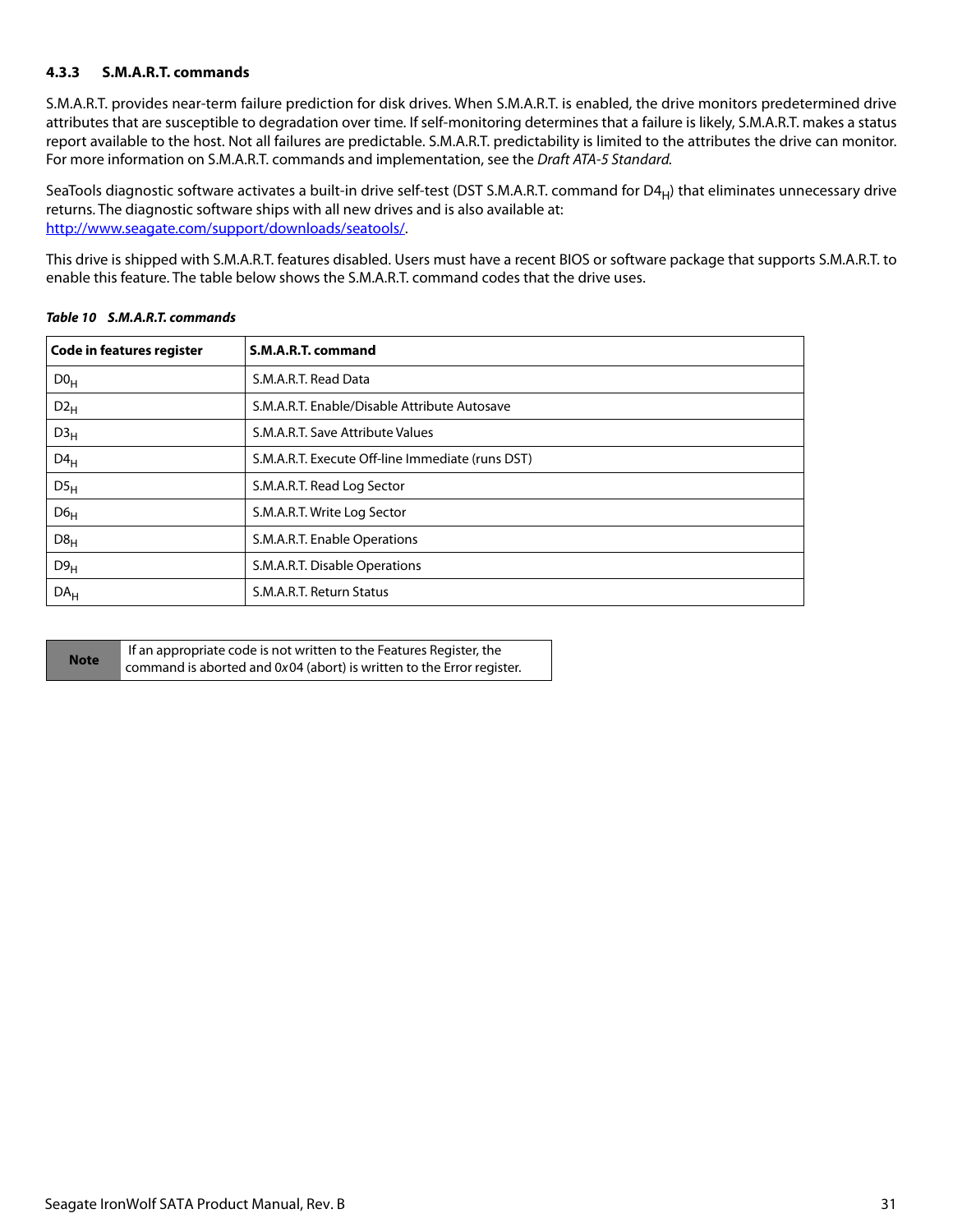### 4.3.3 S.M.A.R.T. commands

S.M.A.R.T. provides near-term failure prediction for disk drives. When S.M.A.R.T. is enabled, the drive monitors predetermined drive attributes that are susceptible to degradation over time. If self-monitoring determines that a failure is likely, S.M.A.R.T. makes a status report available to the host. Not all failures are predictable. S.M.A.R.T. predictability is limited to the attributes the drive can monitor. For more information on S.M.A.R.T. commands and implementation, see the *Draft ATA-5 Standard.*

SeaTools diagnostic software activates a built-in drive self-test (DST S.M.A.R.T. command for $D4_H$) that eliminates unnecessary drive returns. The diagnostic software ships with all new drives and is also available at: http://www.seagate.com/support/downloads/seatools/.

This drive is shipped with S.M.A.R.T. features disabled. Users must have a recent BIOS or software package that supports S.M.A.R.T. to enable this feature. The table below shows the S.M.A.R.T. command codes that the drive uses.

***Table 10 S.M.A.R.T. commands***

| Code in features register | S.M.A.R.T. command |
|---|---|
| $D0_H$ | S.M.A.R.T. Read Data |
| $D2_H$ | S.M.A.R.T. Enable/Disable Attribute Autosave |
| $D3_H$ | S.M.A.R.T. Save Attribute Values |
| $D4_H$ | S.M.A.R.T. Execute Off-line Immediate (runs DST) |
| $D5_H$ | S.M.A.R.T. Read Log Sector |
| $D6_H$ | S.M.A.R.T. Write Log Sector |
| $D8_H$ | S.M.A.R.T. Enable Operations |
| $D9_H$ | S.M.A.R.T. Disable Operations |
| $DA_H$ | S.M.A.R.T. Return Status |

| **Note** | If an appropriate code is not written to the Features Register, the command is aborted and 0x04 (abort) is written to the Error register. |
|---|---|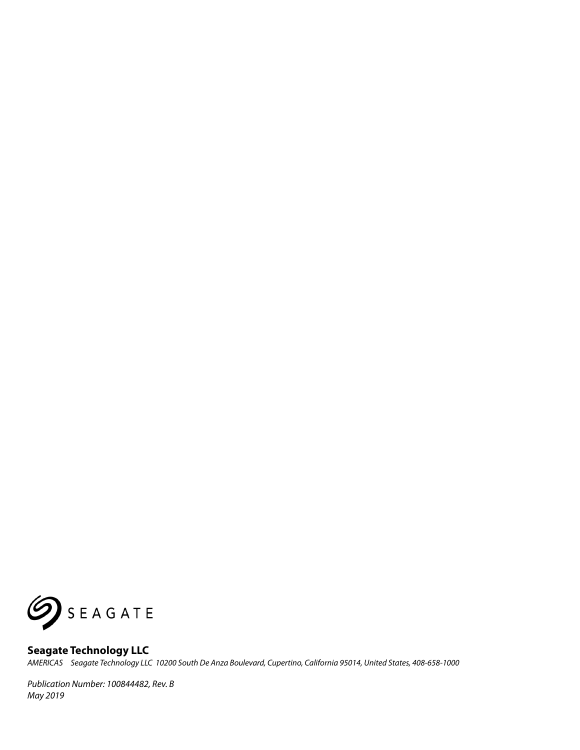SEAGATE

**Seagate Technology LLC**

*AMERICAS Seagate Technology LLC 10200 South De Anza Boulevard, Cupertino, California 95014, United States, 408-658-1000*

*Publication Number: 100844482, Rev. B*
*May 2019*